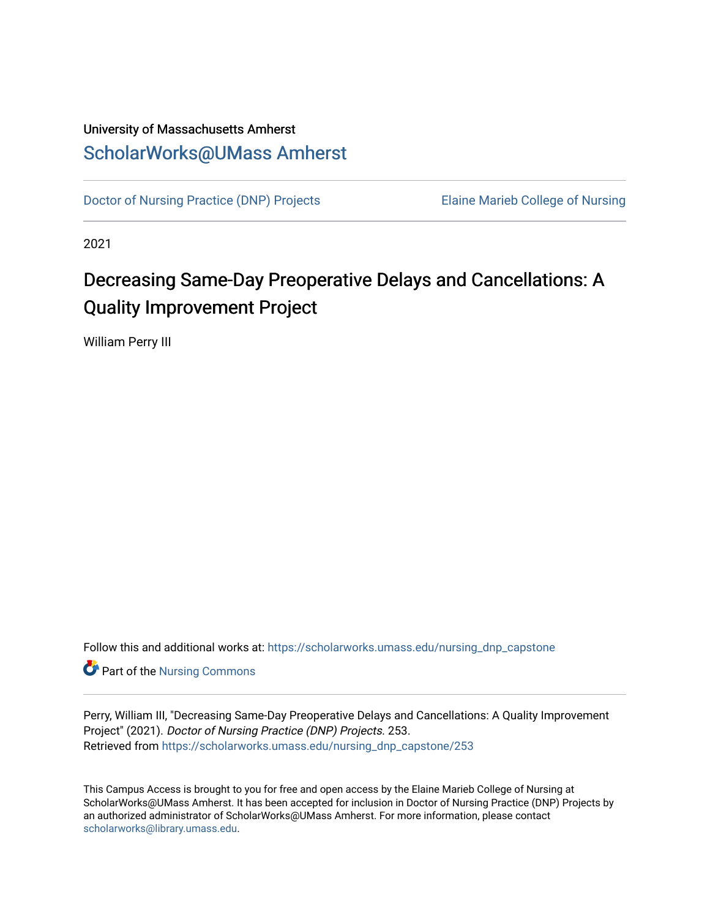University of Massachusetts Amherst

ScholarWorks@UMass Amherst

Doctor of Nursing Practice (DNP) Projects | Elaine Marieb College of Nursing

2021

# Decreasing Same-Day Preoperative Delays and Cancellations: A Quality Improvement Project

William Perry III

Follow this and additional works at: https://scholarworks.umass.edu/nursing_dnp_capstone

Part of the Nursing Commons

Perry, William III, "Decreasing Same-Day Preoperative Delays and Cancellations: A Quality Improvement Project" (2021). *Doctor of Nursing Practice (DNP) Projects*. 253.
Retrieved from https://scholarworks.umass.edu/nursing_dnp_capstone/253

This Campus Access is brought to you for free and open access by the Elaine Marieb College of Nursing at ScholarWorks@UMass Amherst. It has been accepted for inclusion in Doctor of Nursing Practice (DNP) Projects by an authorized administrator of ScholarWorks@UMass Amherst. For more information, please contact scholarworks@library.umass.edu.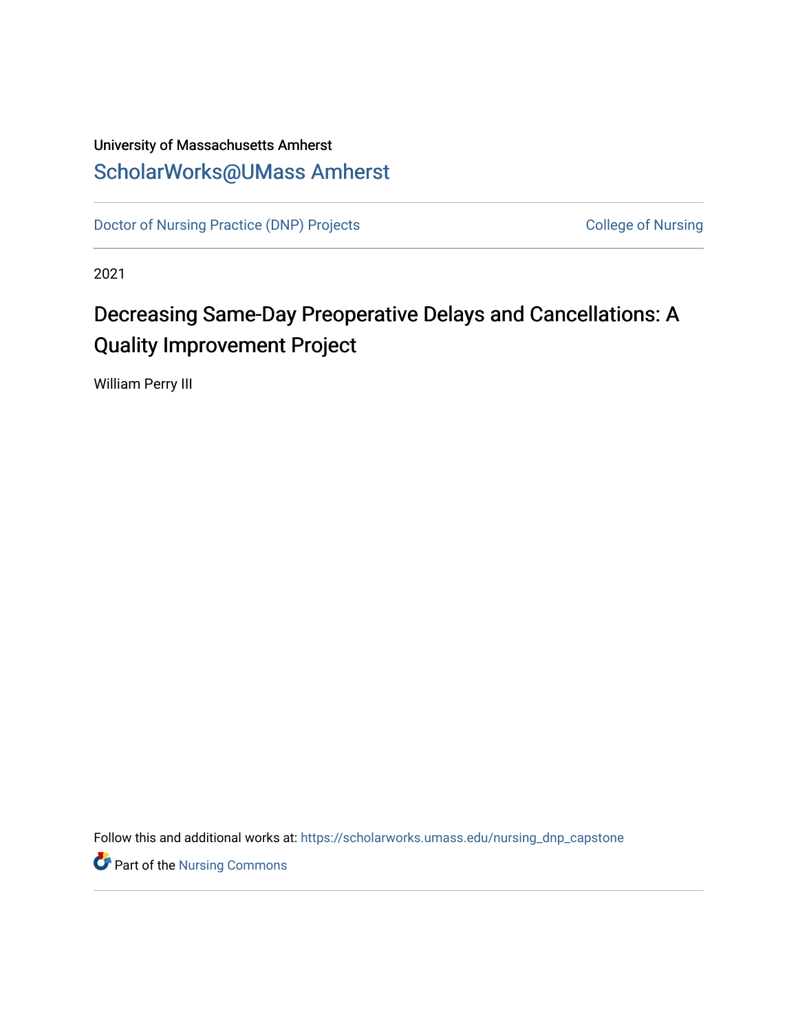University of Massachusetts Amherst

ScholarWorks@UMass Amherst

Doctor of Nursing Practice (DNP) Projects

College of Nursing

2021

# Decreasing Same-Day Preoperative Delays and Cancellations: A Quality Improvement Project

William Perry III

Follow this and additional works at: https://scholarworks.umass.edu/nursing_dnp_capstone

Part of the Nursing Commons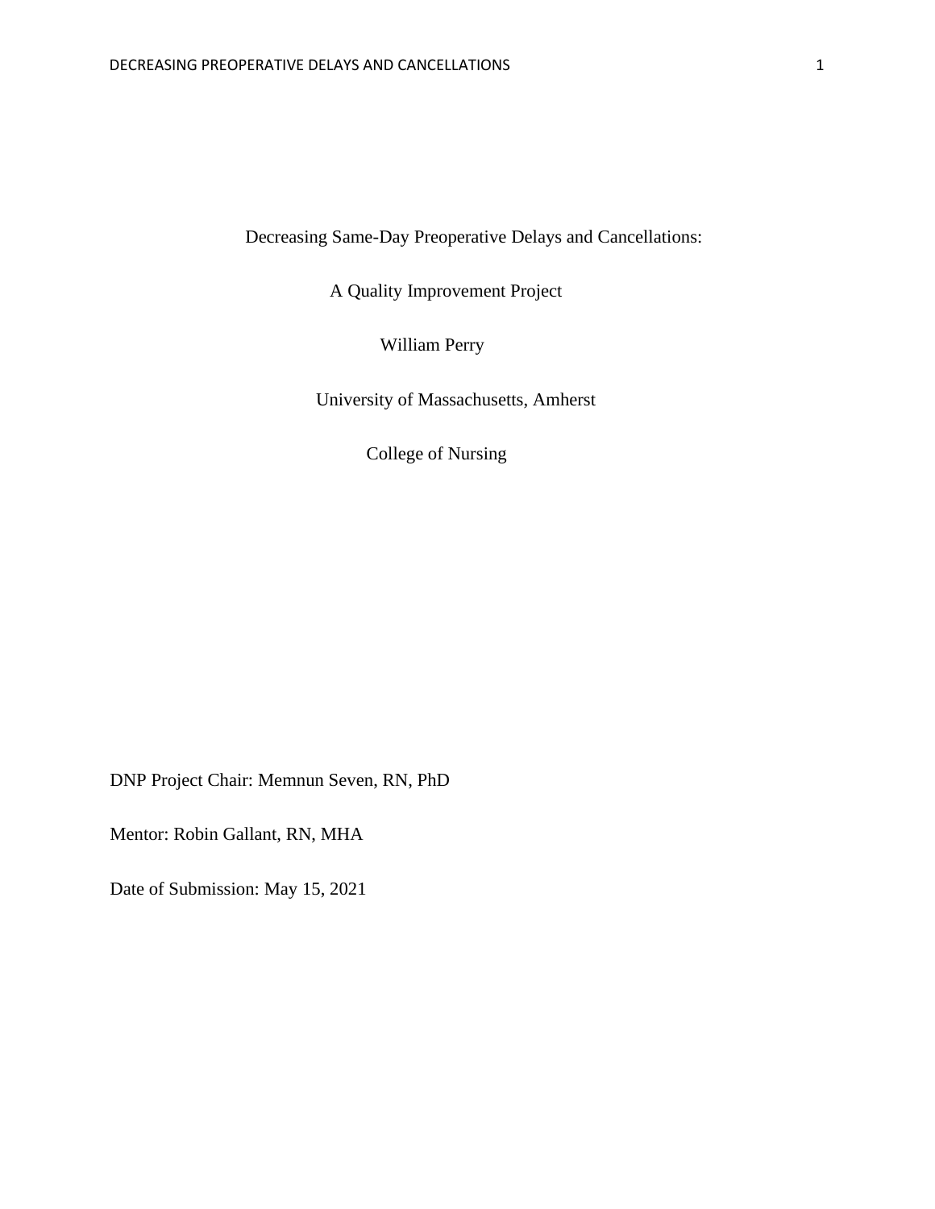Decreasing Same-Day Preoperative Delays and Cancellations:

A Quality Improvement Project

William Perry

University of Massachusetts, Amherst

College of Nursing

DNP Project Chair: Memnun Seven, RN, PhD

Mentor: Robin Gallant, RN, MHA

Date of Submission: May 15, 2021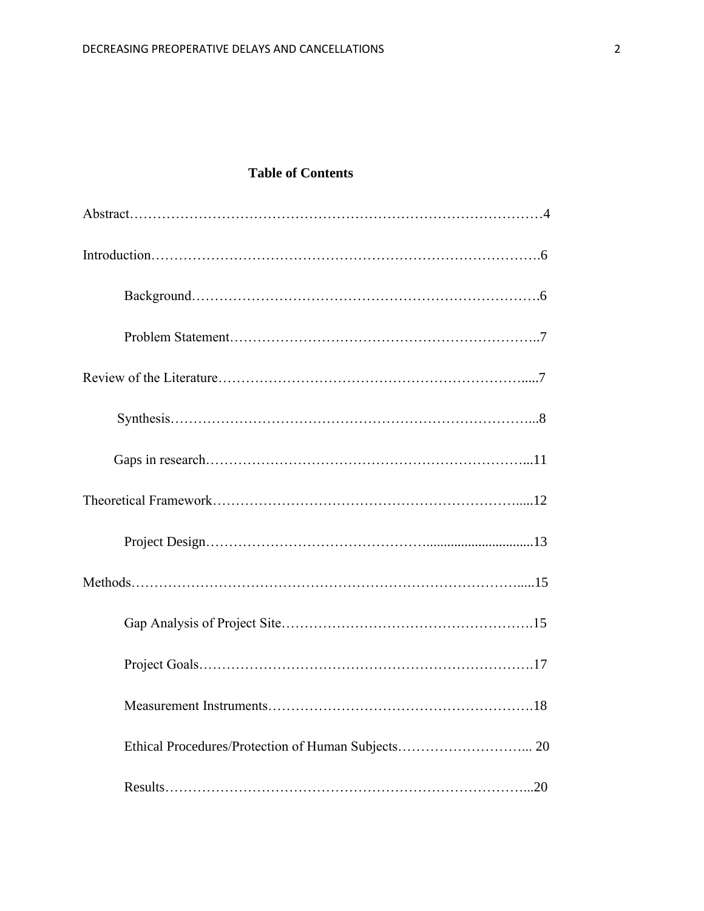**Table of Contents**

Abstract………………………………………………………………………………4

Introduction……………………………………………………………………….6

Background……………………………………………………………………….6

Problem Statement…………………………………………………………..7

Review of the Literature…………………………………………………………......7

Synthesis…………………………………………………………………...8

Gaps in research……………………………………………………………...11

Theoretical Framework……………………………………………………….....12

Project Design…………………………………………...............................13

Methods……………………………………………………………………….....15

Gap Analysis of Project Site……………………………………………….15

Project Goals……………………………………………………………….17

Measurement Instruments………………………………………………….18

Ethical Procedures/Protection of Human Subjects………………………... 20

Results……………………………………………………………………...20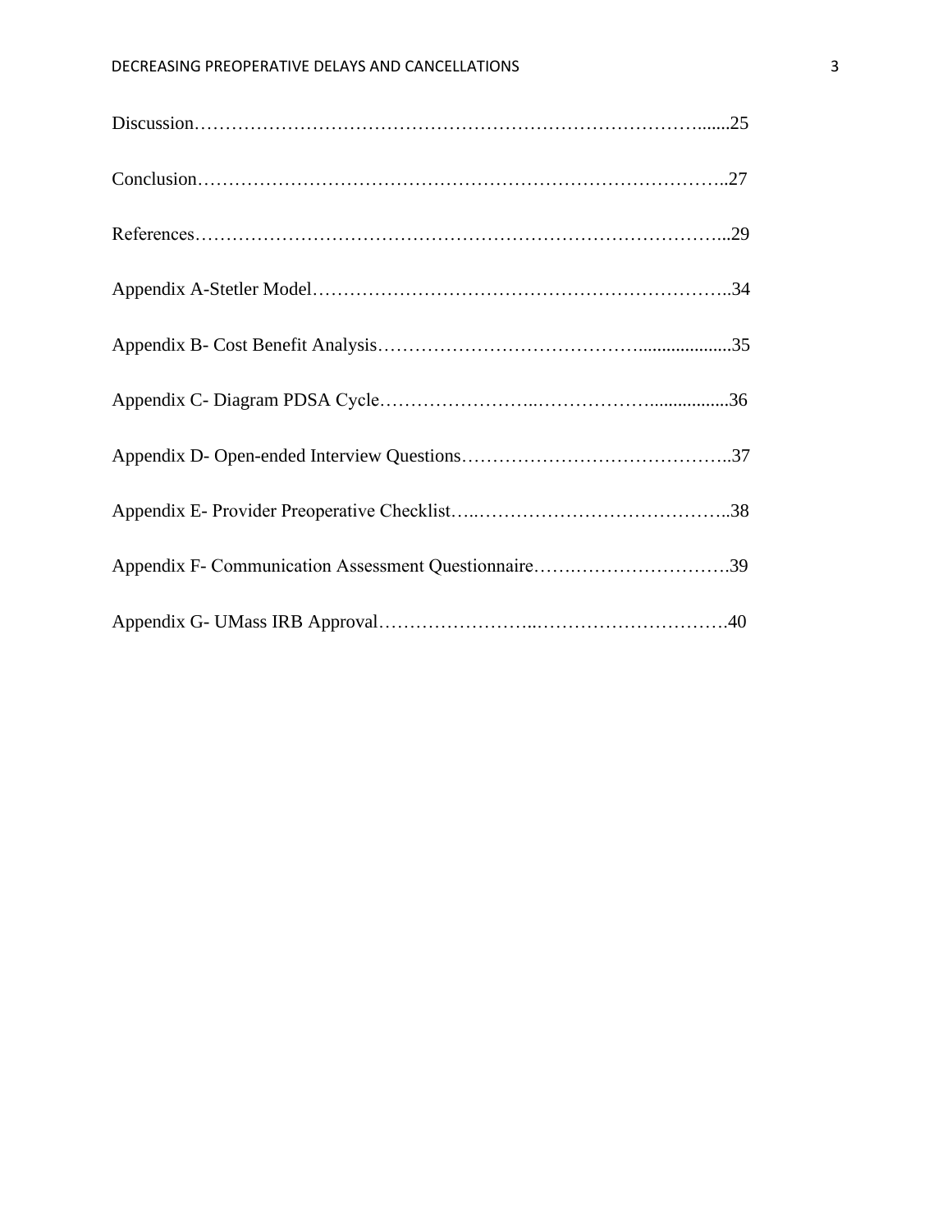Discussion……………………………………………………………………………......25

Conclusion…………………………………………………………………………..27

References…………………………………………………………………………...29

Appendix A-Stetler Model…………………………………………………………..34

Appendix B- Cost Benefit Analysis……………………………………...................35

Appendix C- Diagram PDSA Cycle……………………..………………................36

Appendix D- Open-ended Interview Questions……………………………………..37

Appendix E- Provider Preoperative Checklist…..…………………………………..38

Appendix F- Communication Assessment Questionnaire…….…………………….39

Appendix G- UMass IRB Approval…………………...………………………….40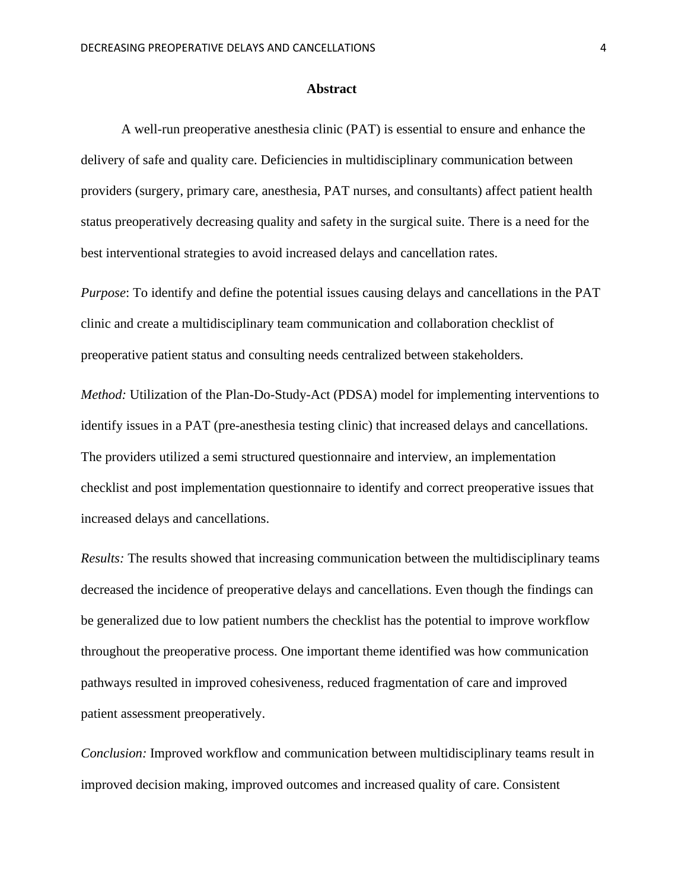# Abstract

A well-run preoperative anesthesia clinic (PAT) is essential to ensure and enhance the delivery of safe and quality care. Deficiencies in multidisciplinary communication between providers (surgery, primary care, anesthesia, PAT nurses, and consultants) affect patient health status preoperatively decreasing quality and safety in the surgical suite. There is a need for the best interventional strategies to avoid increased delays and cancellation rates.

*Purpose*: To identify and define the potential issues causing delays and cancellations in the PAT clinic and create a multidisciplinary team communication and collaboration checklist of preoperative patient status and consulting needs centralized between stakeholders.

*Method:* Utilization of the Plan-Do-Study-Act (PDSA) model for implementing interventions to identify issues in a PAT (pre-anesthesia testing clinic) that increased delays and cancellations. The providers utilized a semi structured questionnaire and interview, an implementation checklist and post implementation questionnaire to identify and correct preoperative issues that increased delays and cancellations.

*Results:* The results showed that increasing communication between the multidisciplinary teams decreased the incidence of preoperative delays and cancellations. Even though the findings can be generalized due to low patient numbers the checklist has the potential to improve workflow throughout the preoperative process. One important theme identified was how communication pathways resulted in improved cohesiveness, reduced fragmentation of care and improved patient assessment preoperatively.

*Conclusion:* Improved workflow and communication between multidisciplinary teams result in improved decision making, improved outcomes and increased quality of care. Consistent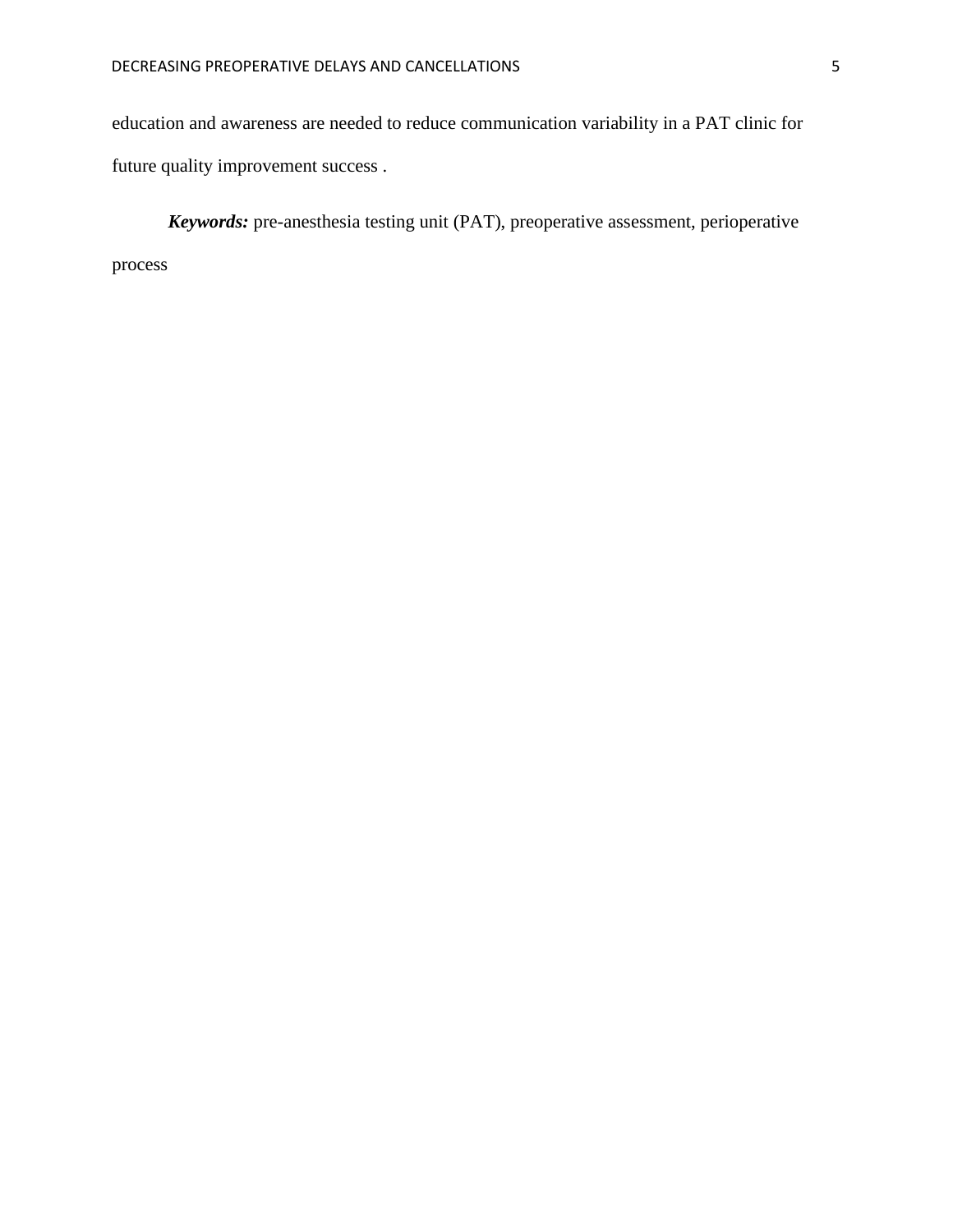education and awareness are needed to reduce communication variability in a PAT clinic for future quality improvement success .

***Keywords:*** pre-anesthesia testing unit (PAT), preoperative assessment, perioperative process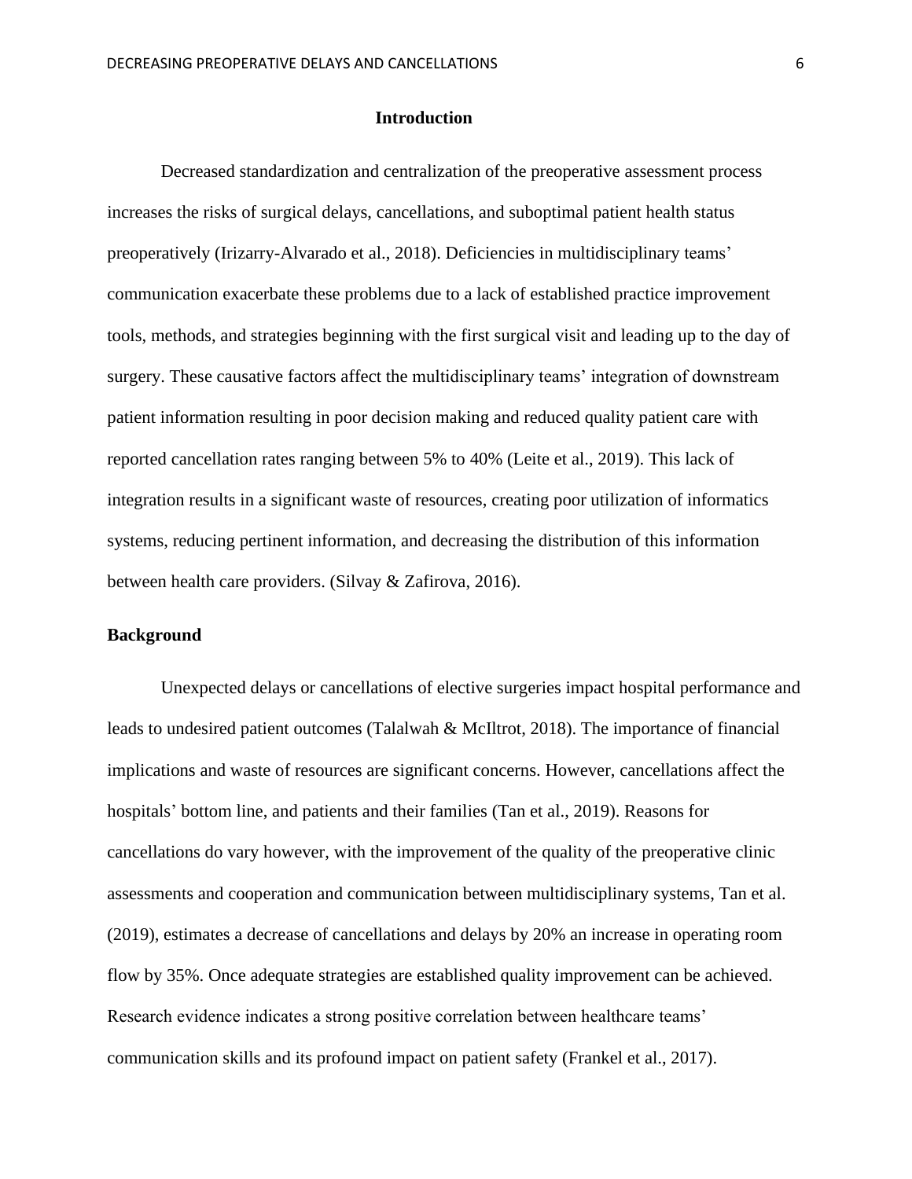# Introduction

Decreased standardization and centralization of the preoperative assessment process increases the risks of surgical delays, cancellations, and suboptimal patient health status preoperatively (Irizarry-Alvarado et al., 2018). Deficiencies in multidisciplinary teams' communication exacerbate these problems due to a lack of established practice improvement tools, methods, and strategies beginning with the first surgical visit and leading up to the day of surgery. These causative factors affect the multidisciplinary teams' integration of downstream patient information resulting in poor decision making and reduced quality patient care with reported cancellation rates ranging between 5% to 40% (Leite et al., 2019). This lack of integration results in a significant waste of resources, creating poor utilization of informatics systems, reducing pertinent information, and decreasing the distribution of this information between health care providers. (Silvay & Zafirova, 2016).

## Background

Unexpected delays or cancellations of elective surgeries impact hospital performance and leads to undesired patient outcomes (Talalwah & McIltrot, 2018). The importance of financial implications and waste of resources are significant concerns. However, cancellations affect the hospitals' bottom line, and patients and their families (Tan et al., 2019). Reasons for cancellations do vary however, with the improvement of the quality of the preoperative clinic assessments and cooperation and communication between multidisciplinary systems, Tan et al. (2019), estimates a decrease of cancellations and delays by 20% an increase in operating room flow by 35%. Once adequate strategies are established quality improvement can be achieved. Research evidence indicates a strong positive correlation between healthcare teams' communication skills and its profound impact on patient safety (Frankel et al., 2017).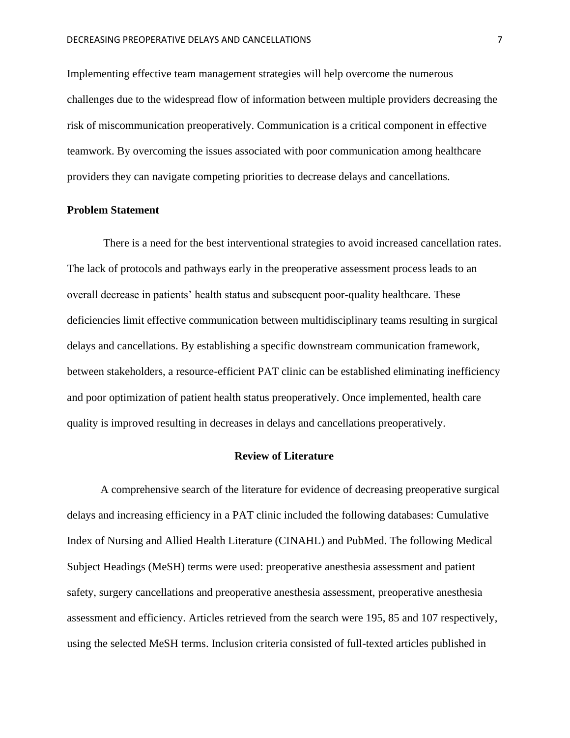Implementing effective team management strategies will help overcome the numerous challenges due to the widespread flow of information between multiple providers decreasing the risk of miscommunication preoperatively. Communication is a critical component in effective teamwork. By overcoming the issues associated with poor communication among healthcare providers they can navigate competing priorities to decrease delays and cancellations.

**Problem Statement**

There is a need for the best interventional strategies to avoid increased cancellation rates. The lack of protocols and pathways early in the preoperative assessment process leads to an overall decrease in patients' health status and subsequent poor-quality healthcare. These deficiencies limit effective communication between multidisciplinary teams resulting in surgical delays and cancellations. By establishing a specific downstream communication framework, between stakeholders, a resource-efficient PAT clinic can be established eliminating inefficiency and poor optimization of patient health status preoperatively. Once implemented, health care quality is improved resulting in decreases in delays and cancellations preoperatively.

## Review of Literature

A comprehensive search of the literature for evidence of decreasing preoperative surgical delays and increasing efficiency in a PAT clinic included the following databases: Cumulative Index of Nursing and Allied Health Literature (CINAHL) and PubMed. The following Medical Subject Headings (MeSH) terms were used: preoperative anesthesia assessment and patient safety, surgery cancellations and preoperative anesthesia assessment, preoperative anesthesia assessment and efficiency. Articles retrieved from the search were 195, 85 and 107 respectively, using the selected MeSH terms. Inclusion criteria consisted of full-texted articles published in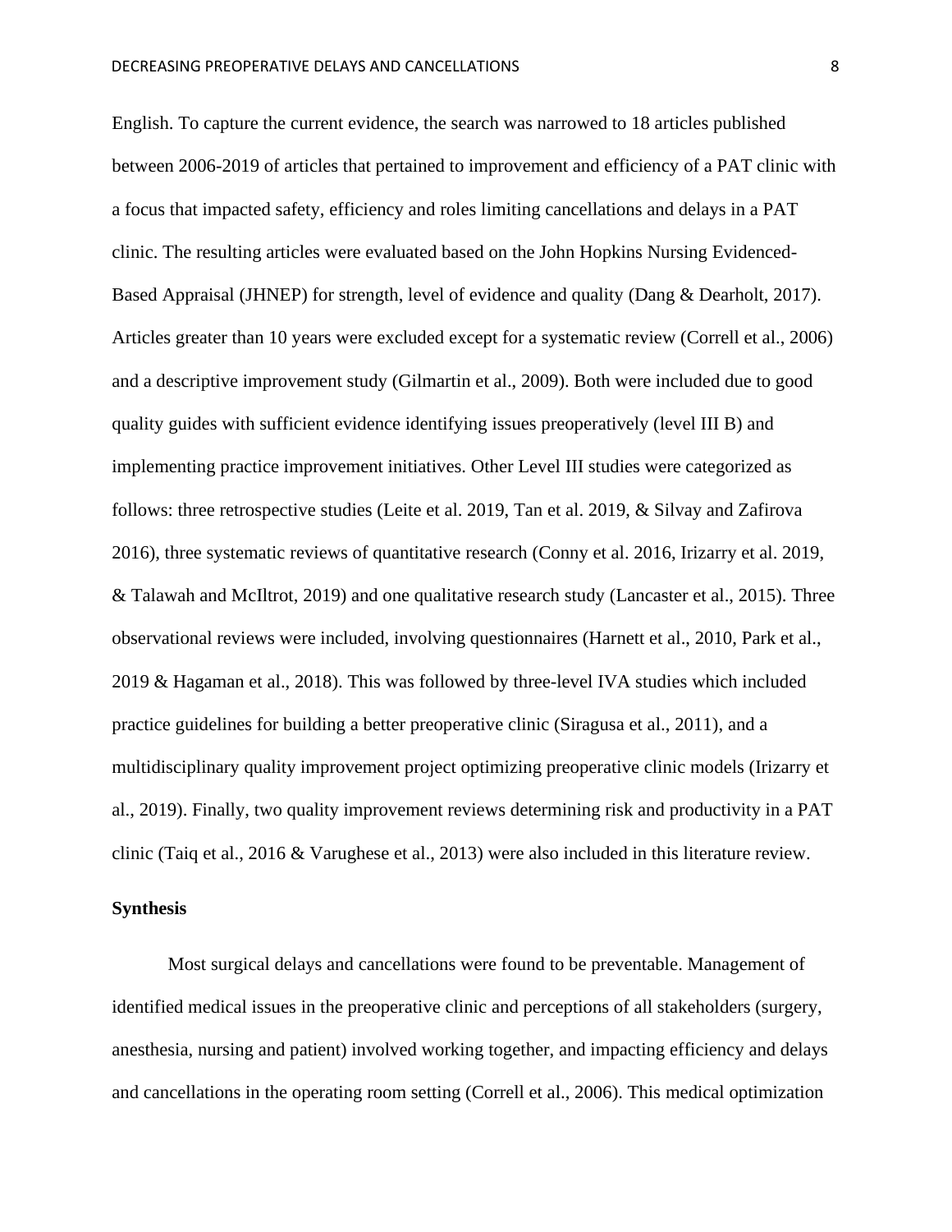English. To capture the current evidence, the search was narrowed to 18 articles published between 2006-2019 of articles that pertained to improvement and efficiency of a PAT clinic with a focus that impacted safety, efficiency and roles limiting cancellations and delays in a PAT clinic. The resulting articles were evaluated based on the John Hopkins Nursing Evidenced-Based Appraisal (JHNEP) for strength, level of evidence and quality (Dang & Dearholt, 2017). Articles greater than 10 years were excluded except for a systematic review (Correll et al., 2006) and a descriptive improvement study (Gilmartin et al., 2009). Both were included due to good quality guides with sufficient evidence identifying issues preoperatively (level III B) and implementing practice improvement initiatives. Other Level III studies were categorized as follows: three retrospective studies (Leite et al. 2019, Tan et al. 2019, & Silvay and Zafirova 2016), three systematic reviews of quantitative research (Conny et al. 2016, Irizarry et al. 2019, & Talawah and McIltrot, 2019) and one qualitative research study (Lancaster et al., 2015). Three observational reviews were included, involving questionnaires (Harnett et al., 2010, Park et al., 2019 & Hagaman et al., 2018). This was followed by three-level IVA studies which included practice guidelines for building a better preoperative clinic (Siragusa et al., 2011), and a multidisciplinary quality improvement project optimizing preoperative clinic models (Irizarry et al., 2019). Finally, two quality improvement reviews determining risk and productivity in a PAT clinic (Taiq et al., 2016 & Varughese et al., 2013) were also included in this literature review.

**Synthesis**

Most surgical delays and cancellations were found to be preventable. Management of identified medical issues in the preoperative clinic and perceptions of all stakeholders (surgery, anesthesia, nursing and patient) involved working together, and impacting efficiency and delays and cancellations in the operating room setting (Correll et al., 2006). This medical optimization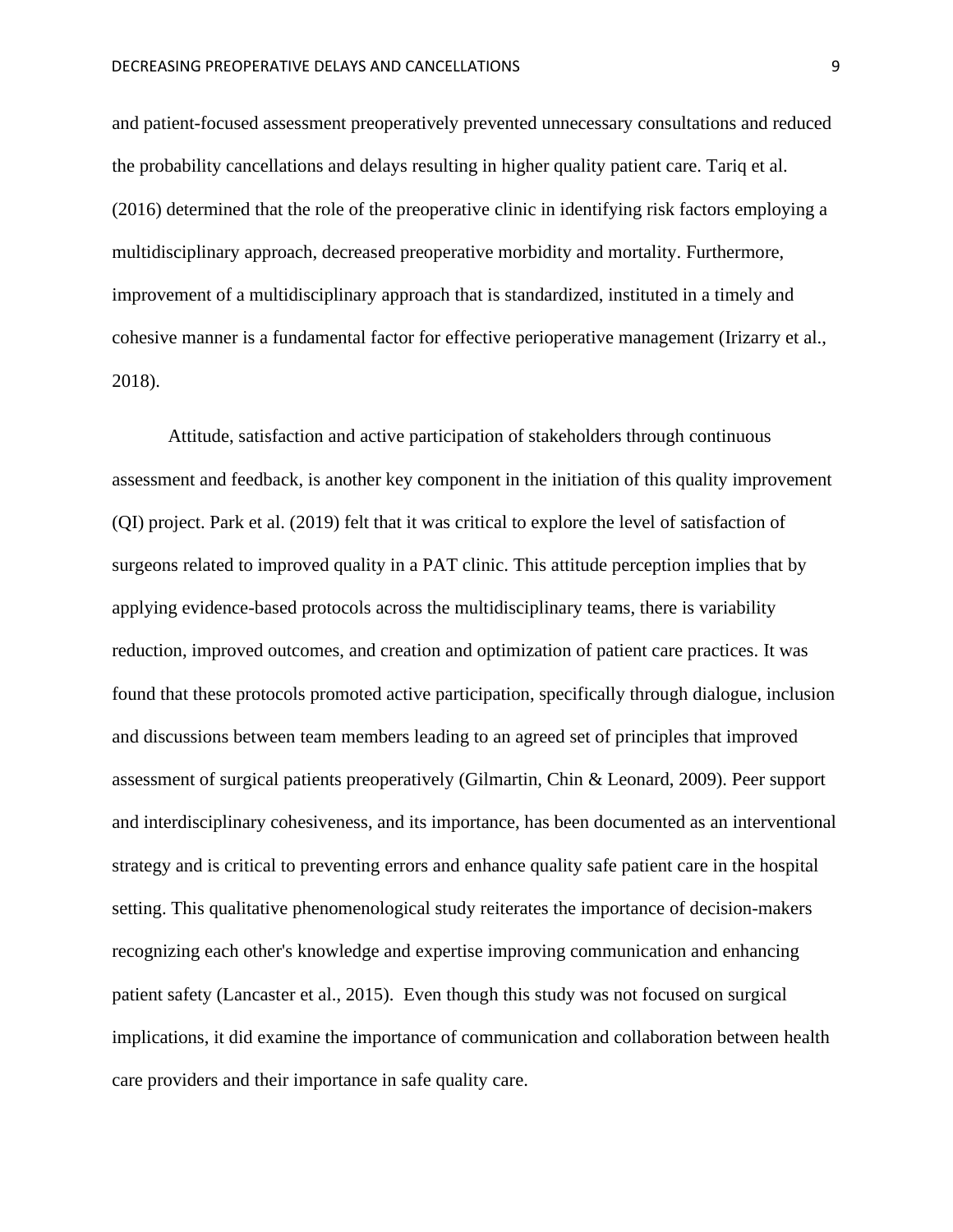and patient-focused assessment preoperatively prevented unnecessary consultations and reduced the probability cancellations and delays resulting in higher quality patient care. Tariq et al. (2016) determined that the role of the preoperative clinic in identifying risk factors employing a multidisciplinary approach, decreased preoperative morbidity and mortality. Furthermore, improvement of a multidisciplinary approach that is standardized, instituted in a timely and cohesive manner is a fundamental factor for effective perioperative management (Irizarry et al., 2018).

Attitude, satisfaction and active participation of stakeholders through continuous assessment and feedback, is another key component in the initiation of this quality improvement (QI) project. Park et al. (2019) felt that it was critical to explore the level of satisfaction of surgeons related to improved quality in a PAT clinic. This attitude perception implies that by applying evidence-based protocols across the multidisciplinary teams, there is variability reduction, improved outcomes, and creation and optimization of patient care practices. It was found that these protocols promoted active participation, specifically through dialogue, inclusion and discussions between team members leading to an agreed set of principles that improved assessment of surgical patients preoperatively (Gilmartin, Chin & Leonard, 2009). Peer support and interdisciplinary cohesiveness, and its importance, has been documented as an interventional strategy and is critical to preventing errors and enhance quality safe patient care in the hospital setting. This qualitative phenomenological study reiterates the importance of decision-makers recognizing each other's knowledge and expertise improving communication and enhancing patient safety (Lancaster et al., 2015). Even though this study was not focused on surgical implications, it did examine the importance of communication and collaboration between health care providers and their importance in safe quality care.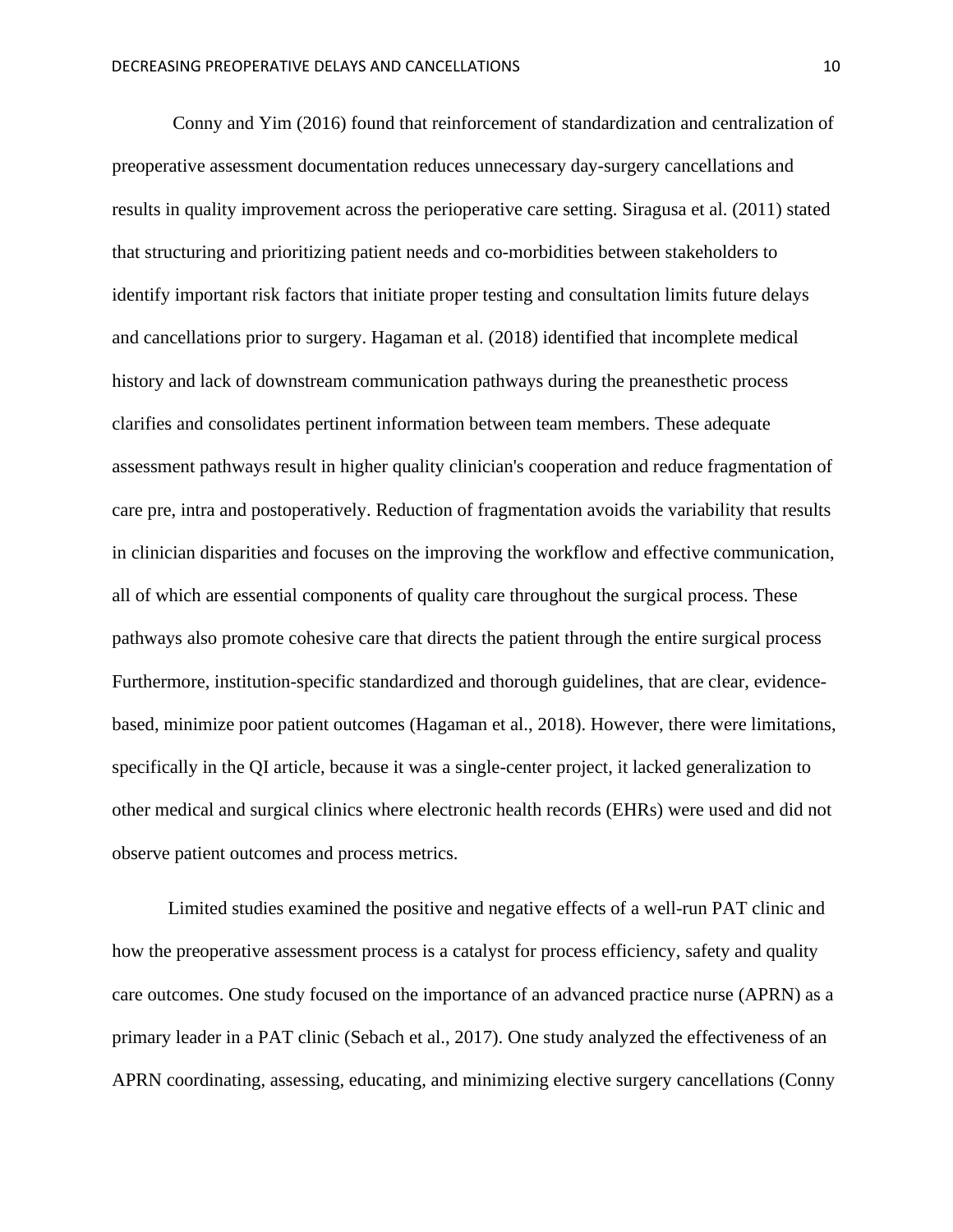Conny and Yim (2016) found that reinforcement of standardization and centralization of preoperative assessment documentation reduces unnecessary day-surgery cancellations and results in quality improvement across the perioperative care setting. Siragusa et al. (2011) stated that structuring and prioritizing patient needs and co-morbidities between stakeholders to identify important risk factors that initiate proper testing and consultation limits future delays and cancellations prior to surgery. Hagaman et al. (2018) identified that incomplete medical history and lack of downstream communication pathways during the preanesthetic process clarifies and consolidates pertinent information between team members. These adequate assessment pathways result in higher quality clinician's cooperation and reduce fragmentation of care pre, intra and postoperatively. Reduction of fragmentation avoids the variability that results in clinician disparities and focuses on the improving the workflow and effective communication, all of which are essential components of quality care throughout the surgical process. These pathways also promote cohesive care that directs the patient through the entire surgical process Furthermore, institution-specific standardized and thorough guidelines, that are clear, evidence-based, minimize poor patient outcomes (Hagaman et al., 2018). However, there were limitations, specifically in the QI article, because it was a single-center project, it lacked generalization to other medical and surgical clinics where electronic health records (EHRs) were used and did not observe patient outcomes and process metrics.

Limited studies examined the positive and negative effects of a well-run PAT clinic and how the preoperative assessment process is a catalyst for process efficiency, safety and quality care outcomes. One study focused on the importance of an advanced practice nurse (APRN) as a primary leader in a PAT clinic (Sebach et al., 2017). One study analyzed the effectiveness of an APRN coordinating, assessing, educating, and minimizing elective surgery cancellations (Conny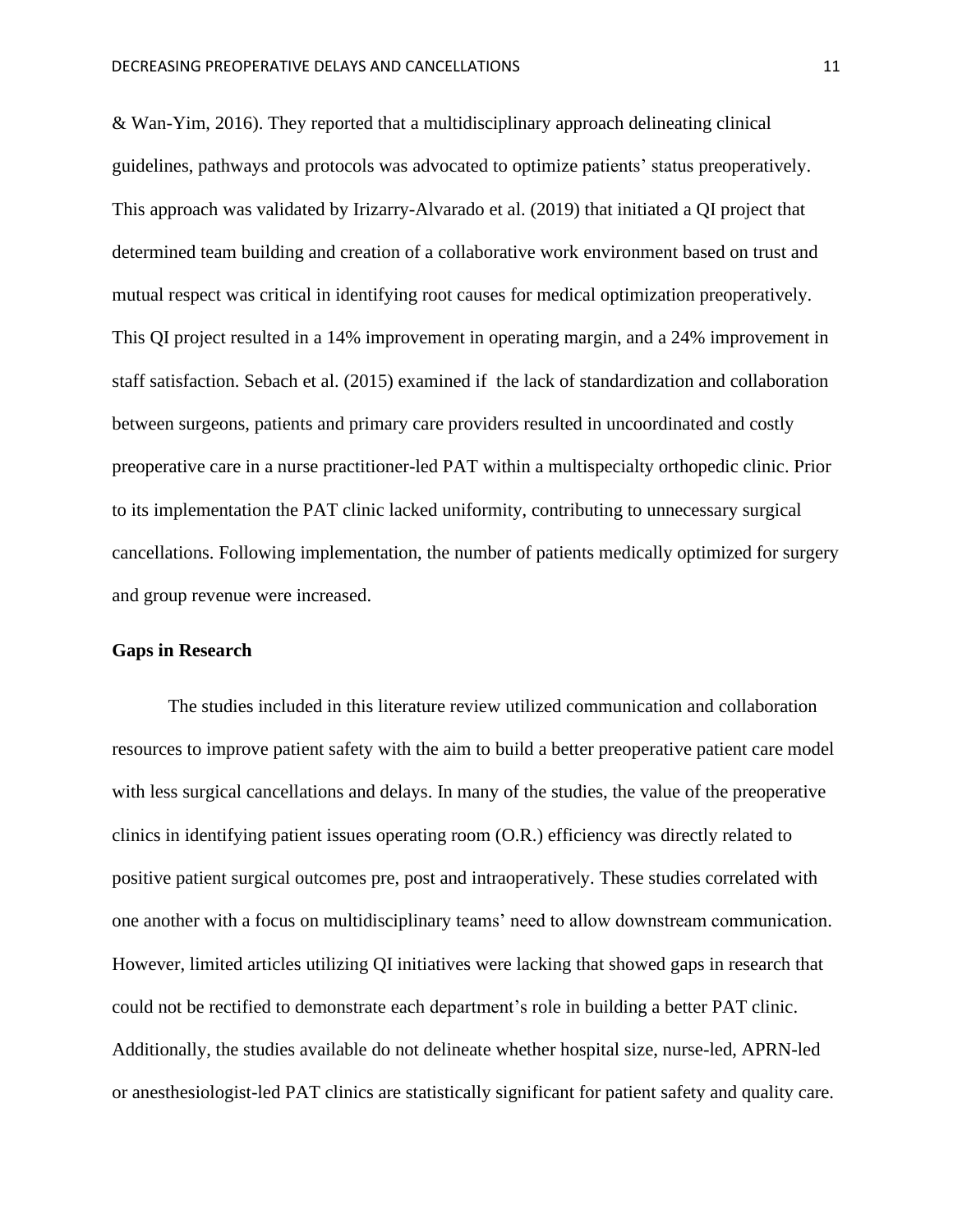& Wan-Yim, 2016). They reported that a multidisciplinary approach delineating clinical guidelines, pathways and protocols was advocated to optimize patients' status preoperatively. This approach was validated by Irizarry-Alvarado et al. (2019) that initiated a QI project that determined team building and creation of a collaborative work environment based on trust and mutual respect was critical in identifying root causes for medical optimization preoperatively. This QI project resulted in a 14% improvement in operating margin, and a 24% improvement in staff satisfaction. Sebach et al. (2015) examined if the lack of standardization and collaboration between surgeons, patients and primary care providers resulted in uncoordinated and costly preoperative care in a nurse practitioner-led PAT within a multispecialty orthopedic clinic. Prior to its implementation the PAT clinic lacked uniformity, contributing to unnecessary surgical cancellations. Following implementation, the number of patients medically optimized for surgery and group revenue were increased.

**Gaps in Research**

The studies included in this literature review utilized communication and collaboration resources to improve patient safety with the aim to build a better preoperative patient care model with less surgical cancellations and delays. In many of the studies, the value of the preoperative clinics in identifying patient issues operating room (O.R.) efficiency was directly related to positive patient surgical outcomes pre, post and intraoperatively. These studies correlated with one another with a focus on multidisciplinary teams' need to allow downstream communication. However, limited articles utilizing QI initiatives were lacking that showed gaps in research that could not be rectified to demonstrate each department's role in building a better PAT clinic. Additionally, the studies available do not delineate whether hospital size, nurse-led, APRN-led or anesthesiologist-led PAT clinics are statistically significant for patient safety and quality care.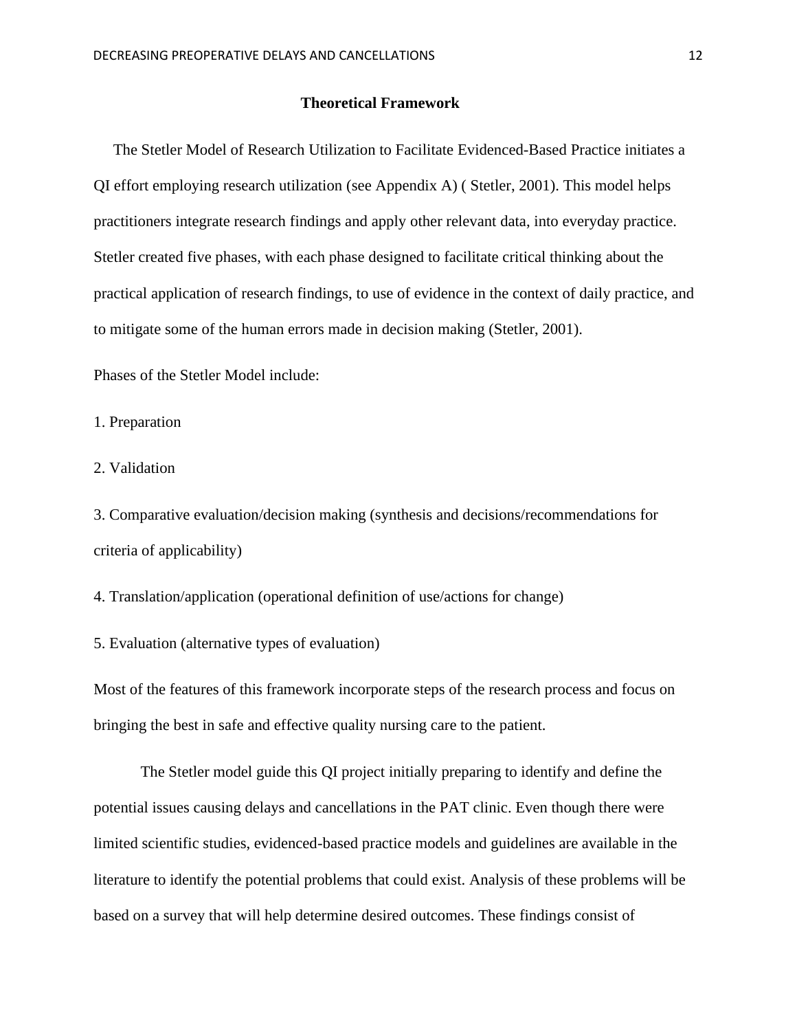## Theoretical Framework

The Stetler Model of Research Utilization to Facilitate Evidenced-Based Practice initiates a QI effort employing research utilization (see Appendix A) ( Stetler, 2001). This model helps practitioners integrate research findings and apply other relevant data, into everyday practice. Stetler created five phases, with each phase designed to facilitate critical thinking about the practical application of research findings, to use of evidence in the context of daily practice, and to mitigate some of the human errors made in decision making (Stetler, 2001).

Phases of the Stetler Model include:

1. Preparation

2. Validation

3. Comparative evaluation/decision making (synthesis and decisions/recommendations for criteria of applicability)

4. Translation/application (operational definition of use/actions for change)

5. Evaluation (alternative types of evaluation)

Most of the features of this framework incorporate steps of the research process and focus on bringing the best in safe and effective quality nursing care to the patient.

The Stetler model guide this QI project initially preparing to identify and define the potential issues causing delays and cancellations in the PAT clinic. Even though there were limited scientific studies, evidenced-based practice models and guidelines are available in the literature to identify the potential problems that could exist. Analysis of these problems will be based on a survey that will help determine desired outcomes. These findings consist of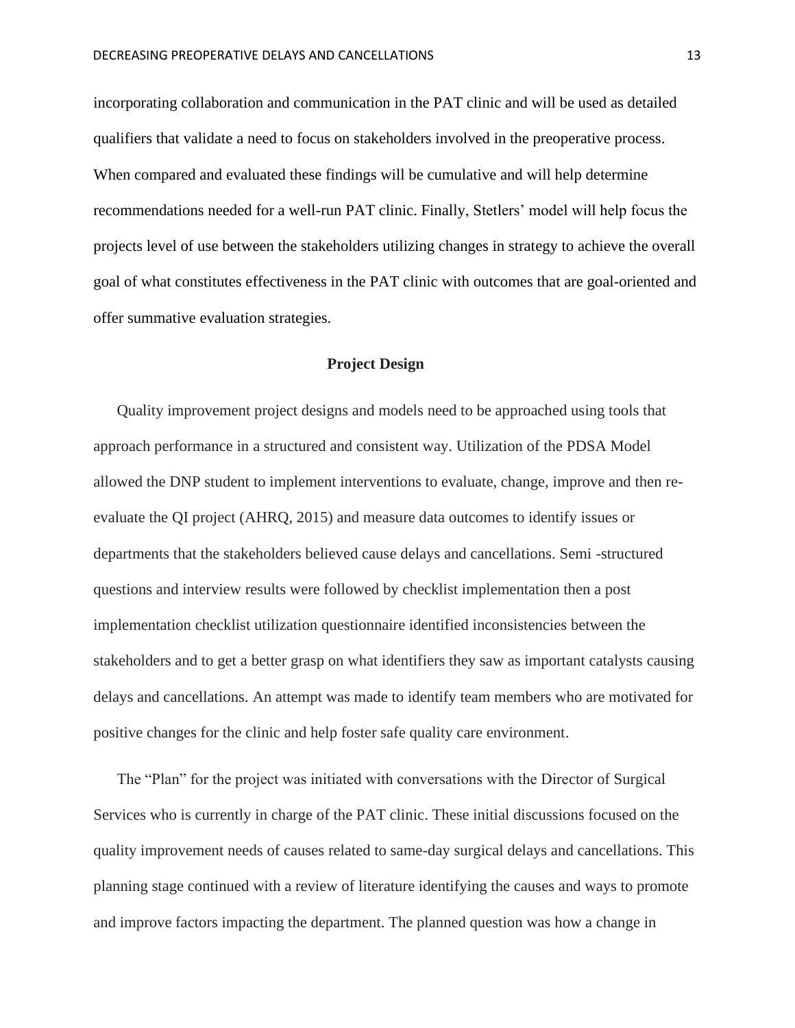incorporating collaboration and communication in the PAT clinic and will be used as detailed qualifiers that validate a need to focus on stakeholders involved in the preoperative process. When compared and evaluated these findings will be cumulative and will help determine recommendations needed for a well-run PAT clinic. Finally, Stetlers' model will help focus the projects level of use between the stakeholders utilizing changes in strategy to achieve the overall goal of what constitutes effectiveness in the PAT clinic with outcomes that are goal-oriented and offer summative evaluation strategies.

## Project Design

Quality improvement project designs and models need to be approached using tools that approach performance in a structured and consistent way. Utilization of the PDSA Model allowed the DNP student to implement interventions to evaluate, change, improve and then re-evaluate the QI project (AHRQ, 2015) and measure data outcomes to identify issues or departments that the stakeholders believed cause delays and cancellations. Semi -structured questions and interview results were followed by checklist implementation then a post implementation checklist utilization questionnaire identified inconsistencies between the stakeholders and to get a better grasp on what identifiers they saw as important catalysts causing delays and cancellations. An attempt was made to identify team members who are motivated for positive changes for the clinic and help foster safe quality care environment.

The "Plan" for the project was initiated with conversations with the Director of Surgical Services who is currently in charge of the PAT clinic. These initial discussions focused on the quality improvement needs of causes related to same-day surgical delays and cancellations. This planning stage continued with a review of literature identifying the causes and ways to promote and improve factors impacting the department. The planned question was how a change in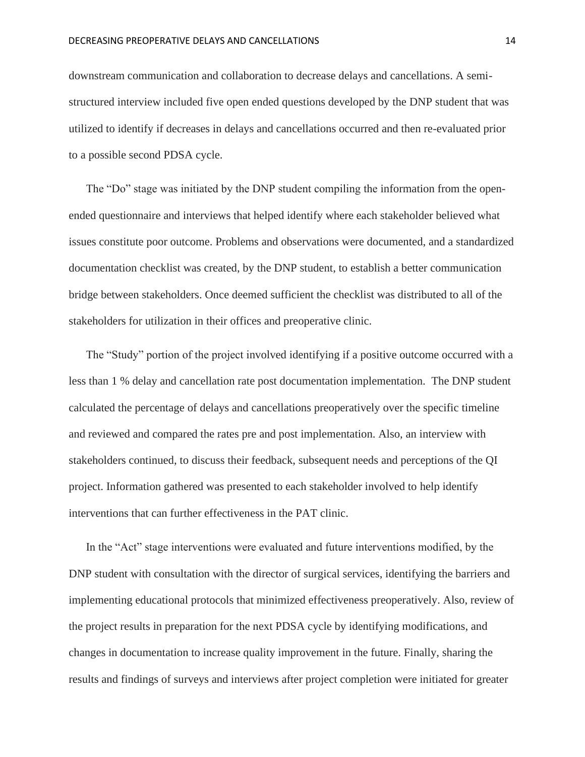downstream communication and collaboration to decrease delays and cancellations. A semi-structured interview included five open ended questions developed by the DNP student that was utilized to identify if decreases in delays and cancellations occurred and then re-evaluated prior to a possible second PDSA cycle.

The “Do” stage was initiated by the DNP student compiling the information from the open-ended questionnaire and interviews that helped identify where each stakeholder believed what issues constitute poor outcome. Problems and observations were documented, and a standardized documentation checklist was created, by the DNP student, to establish a better communication bridge between stakeholders. Once deemed sufficient the checklist was distributed to all of the stakeholders for utilization in their offices and preoperative clinic.

The “Study” portion of the project involved identifying if a positive outcome occurred with a less than 1 % delay and cancellation rate post documentation implementation. The DNP student calculated the percentage of delays and cancellations preoperatively over the specific timeline and reviewed and compared the rates pre and post implementation. Also, an interview with stakeholders continued, to discuss their feedback, subsequent needs and perceptions of the QI project. Information gathered was presented to each stakeholder involved to help identify interventions that can further effectiveness in the PAT clinic.

In the “Act” stage interventions were evaluated and future interventions modified, by the DNP student with consultation with the director of surgical services, identifying the barriers and implementing educational protocols that minimized effectiveness preoperatively. Also, review of the project results in preparation for the next PDSA cycle by identifying modifications, and changes in documentation to increase quality improvement in the future. Finally, sharing the results and findings of surveys and interviews after project completion were initiated for greater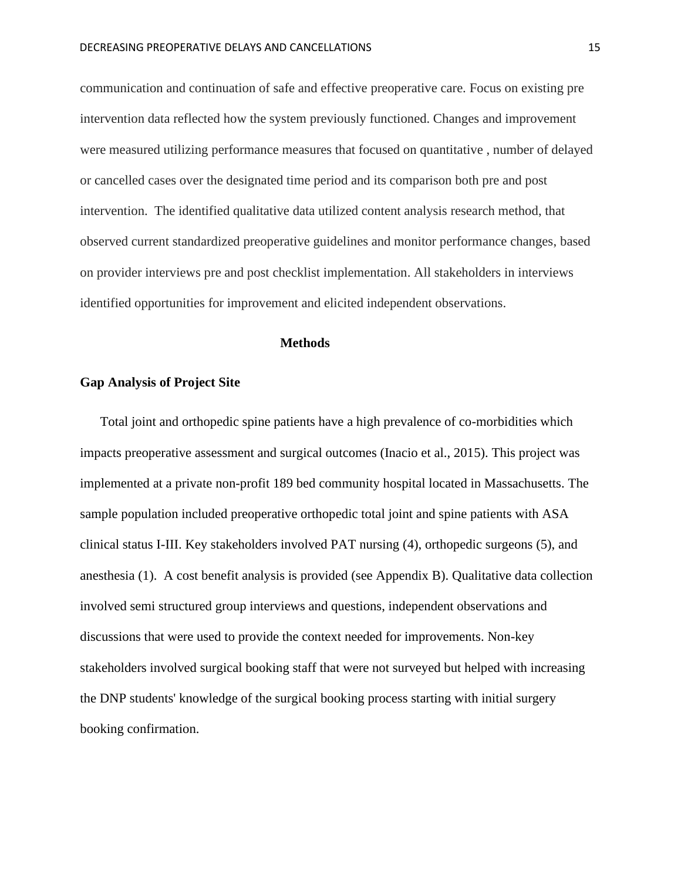communication and continuation of safe and effective preoperative care. Focus on existing pre intervention data reflected how the system previously functioned. Changes and improvement were measured utilizing performance measures that focused on quantitative , number of delayed or cancelled cases over the designated time period and its comparison both pre and post intervention. The identified qualitative data utilized content analysis research method, that observed current standardized preoperative guidelines and monitor performance changes, based on provider interviews pre and post checklist implementation. All stakeholders in interviews identified opportunities for improvement and elicited independent observations.

## Methods

### Gap Analysis of Project Site

Total joint and orthopedic spine patients have a high prevalence of co-morbidities which impacts preoperative assessment and surgical outcomes (Inacio et al., 2015). This project was implemented at a private non-profit 189 bed community hospital located in Massachusetts. The sample population included preoperative orthopedic total joint and spine patients with ASA clinical status I-III. Key stakeholders involved PAT nursing (4), orthopedic surgeons (5), and anesthesia (1). A cost benefit analysis is provided (see Appendix B). Qualitative data collection involved semi structured group interviews and questions, independent observations and discussions that were used to provide the context needed for improvements. Non-key stakeholders involved surgical booking staff that were not surveyed but helped with increasing the DNP students' knowledge of the surgical booking process starting with initial surgery booking confirmation.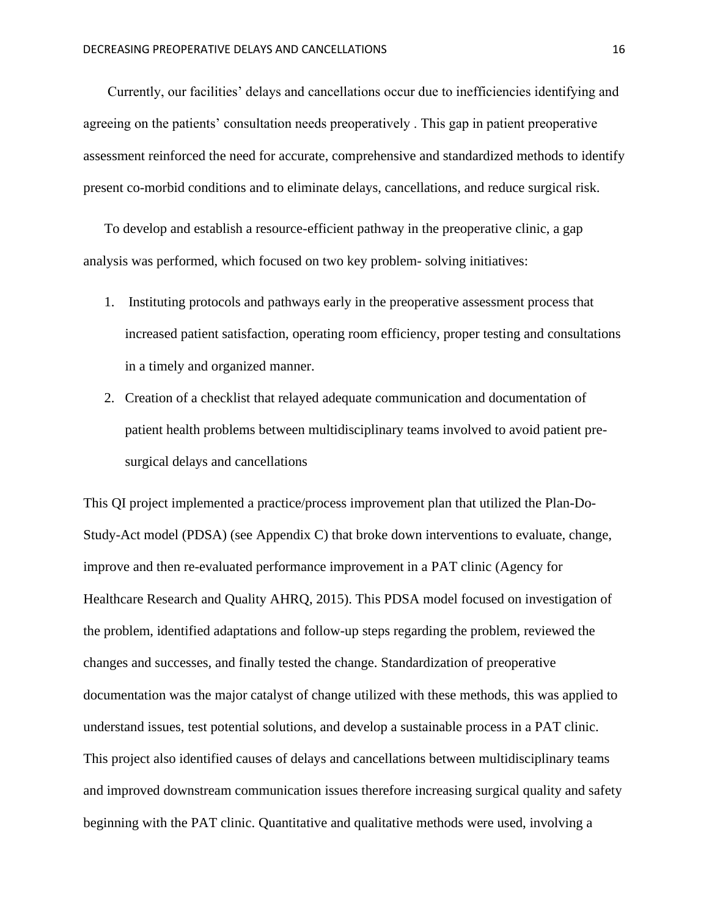Currently, our facilities' delays and cancellations occur due to inefficiencies identifying and agreeing on the patients' consultation needs preoperatively . This gap in patient preoperative assessment reinforced the need for accurate, comprehensive and standardized methods to identify present co-morbid conditions and to eliminate delays, cancellations, and reduce surgical risk.

To develop and establish a resource-efficient pathway in the preoperative clinic, a gap analysis was performed, which focused on two key problem- solving initiatives:

1. Instituting protocols and pathways early in the preoperative assessment process that increased patient satisfaction, operating room efficiency, proper testing and consultations in a timely and organized manner.
2. Creation of a checklist that relayed adequate communication and documentation of patient health problems between multidisciplinary teams involved to avoid patient pre-surgical delays and cancellations

This QI project implemented a practice/process improvement plan that utilized the Plan-Do-Study-Act model (PDSA) (see Appendix C) that broke down interventions to evaluate, change, improve and then re-evaluated performance improvement in a PAT clinic (Agency for Healthcare Research and Quality AHRQ, 2015). This PDSA model focused on investigation of the problem, identified adaptations and follow-up steps regarding the problem, reviewed the changes and successes, and finally tested the change. Standardization of preoperative documentation was the major catalyst of change utilized with these methods, this was applied to understand issues, test potential solutions, and develop a sustainable process in a PAT clinic. This project also identified causes of delays and cancellations between multidisciplinary teams and improved downstream communication issues therefore increasing surgical quality and safety beginning with the PAT clinic. Quantitative and qualitative methods were used, involving a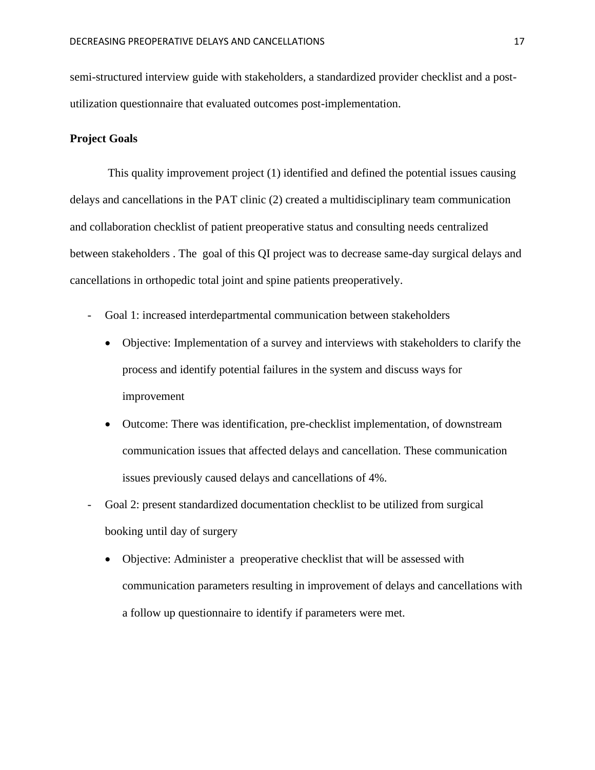semi-structured interview guide with stakeholders, a standardized provider checklist and a post-utilization questionnaire that evaluated outcomes post-implementation.

**Project Goals**

This quality improvement project (1) identified and defined the potential issues causing delays and cancellations in the PAT clinic (2) created a multidisciplinary team communication and collaboration checklist of patient preoperative status and consulting needs centralized between stakeholders . The goal of this QI project was to decrease same-day surgical delays and cancellations in orthopedic total joint and spine patients preoperatively.

- Goal 1: increased interdepartmental communication between stakeholders
  - Objective: Implementation of a survey and interviews with stakeholders to clarify the process and identify potential failures in the system and discuss ways for improvement
  - Outcome: There was identification, pre-checklist implementation, of downstream communication issues that affected delays and cancellation. These communication issues previously caused delays and cancellations of 4%.
- Goal 2: present standardized documentation checklist to be utilized from surgical booking until day of surgery
  - Objective: Administer a preoperative checklist that will be assessed with communication parameters resulting in improvement of delays and cancellations with a follow up questionnaire to identify if parameters were met.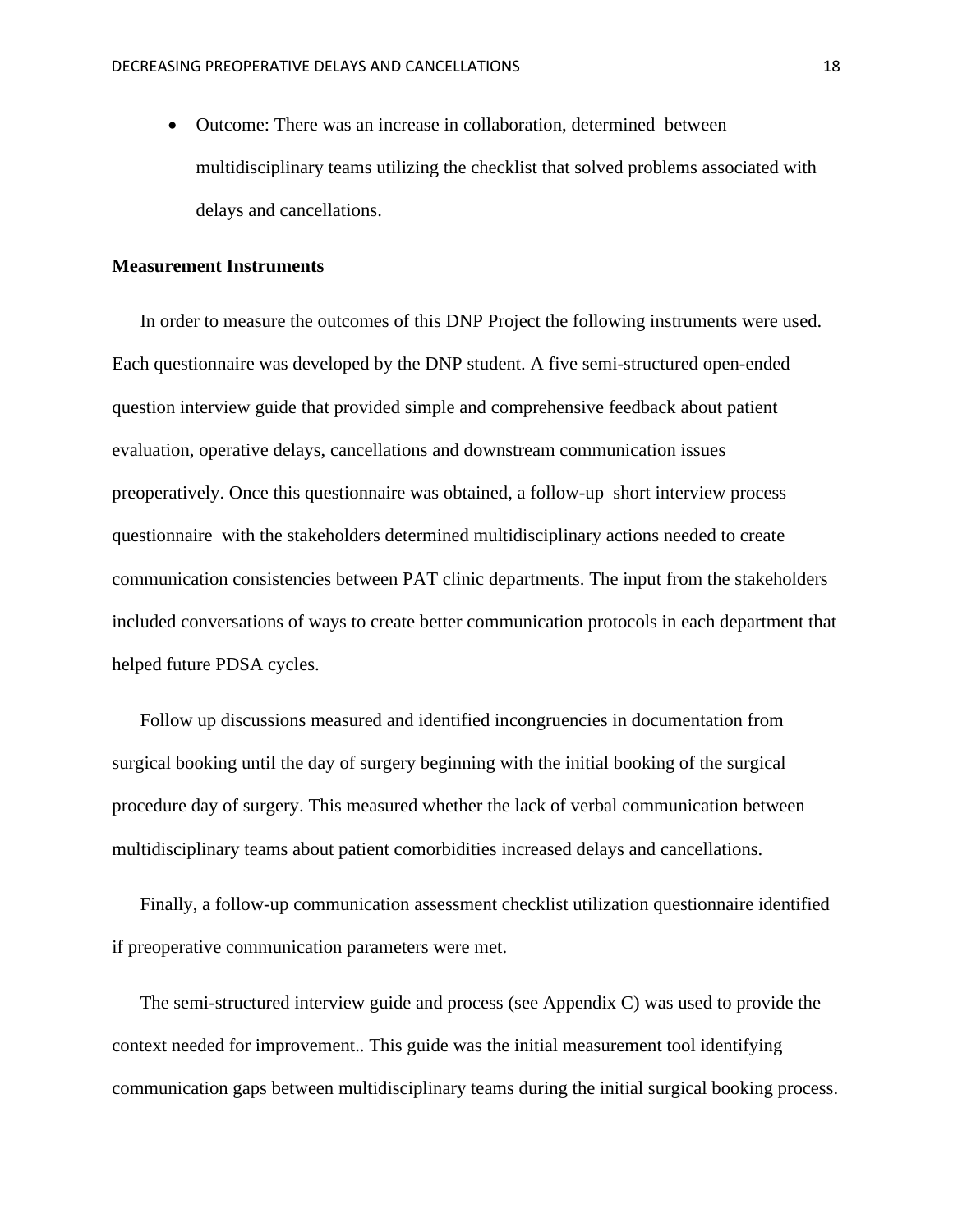- Outcome: There was an increase in collaboration, determined between multidisciplinary teams utilizing the checklist that solved problems associated with delays and cancellations.

**Measurement Instruments**

In order to measure the outcomes of this DNP Project the following instruments were used. Each questionnaire was developed by the DNP student. A five semi-structured open-ended question interview guide that provided simple and comprehensive feedback about patient evaluation, operative delays, cancellations and downstream communication issues preoperatively. Once this questionnaire was obtained, a follow-up short interview process questionnaire with the stakeholders determined multidisciplinary actions needed to create communication consistencies between PAT clinic departments. The input from the stakeholders included conversations of ways to create better communication protocols in each department that helped future PDSA cycles.

Follow up discussions measured and identified incongruencies in documentation from surgical booking until the day of surgery beginning with the initial booking of the surgical procedure day of surgery. This measured whether the lack of verbal communication between multidisciplinary teams about patient comorbidities increased delays and cancellations.

Finally, a follow-up communication assessment checklist utilization questionnaire identified if preoperative communication parameters were met.

The semi-structured interview guide and process (see Appendix C) was used to provide the context needed for improvement.. This guide was the initial measurement tool identifying communication gaps between multidisciplinary teams during the initial surgical booking process.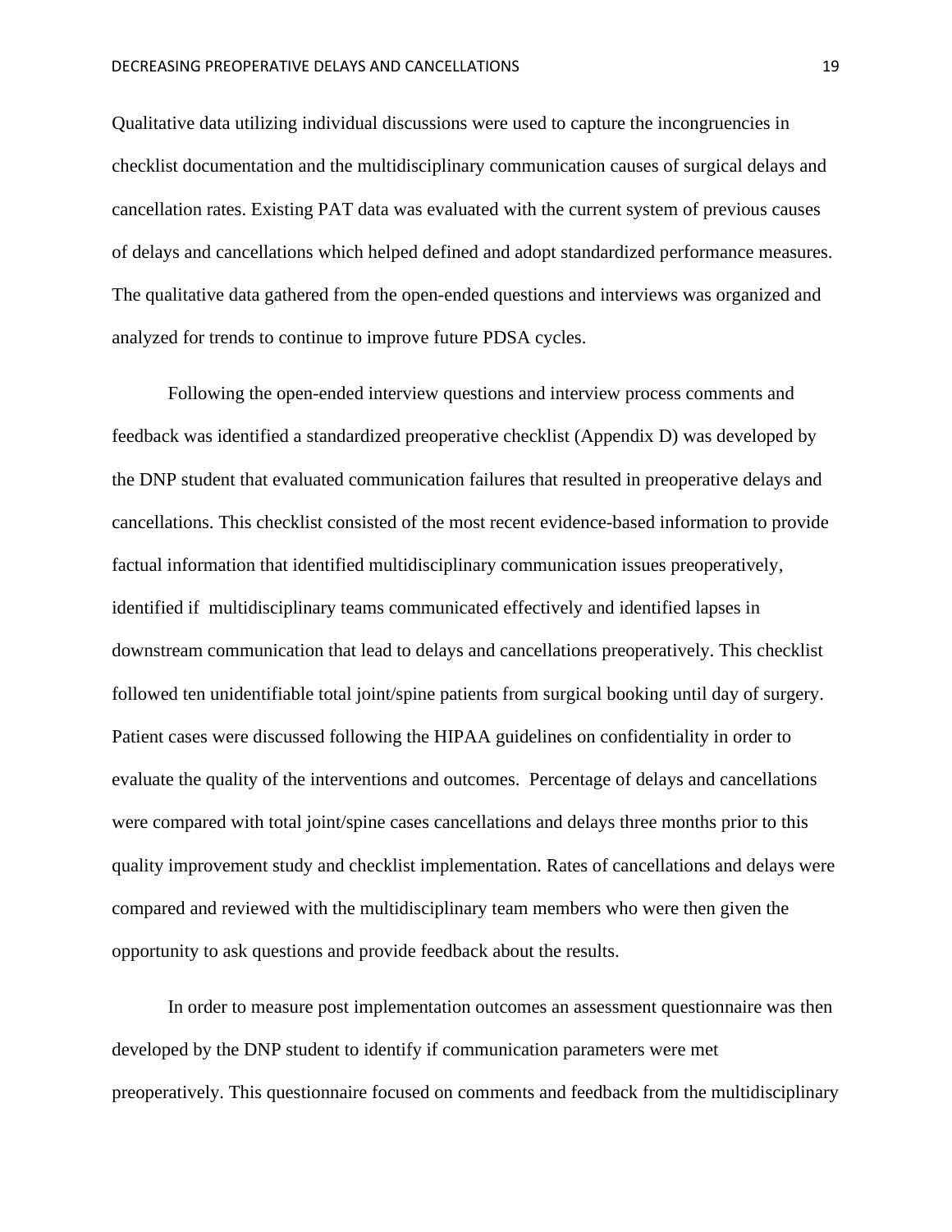Qualitative data utilizing individual discussions were used to capture the incongruencies in checklist documentation and the multidisciplinary communication causes of surgical delays and cancellation rates. Existing PAT data was evaluated with the current system of previous causes of delays and cancellations which helped defined and adopt standardized performance measures. The qualitative data gathered from the open-ended questions and interviews was organized and analyzed for trends to continue to improve future PDSA cycles.

Following the open-ended interview questions and interview process comments and feedback was identified a standardized preoperative checklist (Appendix D) was developed by the DNP student that evaluated communication failures that resulted in preoperative delays and cancellations. This checklist consisted of the most recent evidence-based information to provide factual information that identified multidisciplinary communication issues preoperatively, identified if multidisciplinary teams communicated effectively and identified lapses in downstream communication that lead to delays and cancellations preoperatively. This checklist followed ten unidentifiable total joint/spine patients from surgical booking until day of surgery. Patient cases were discussed following the HIPAA guidelines on confidentiality in order to evaluate the quality of the interventions and outcomes. Percentage of delays and cancellations were compared with total joint/spine cases cancellations and delays three months prior to this quality improvement study and checklist implementation. Rates of cancellations and delays were compared and reviewed with the multidisciplinary team members who were then given the opportunity to ask questions and provide feedback about the results.

In order to measure post implementation outcomes an assessment questionnaire was then developed by the DNP student to identify if communication parameters were met preoperatively. This questionnaire focused on comments and feedback from the multidisciplinary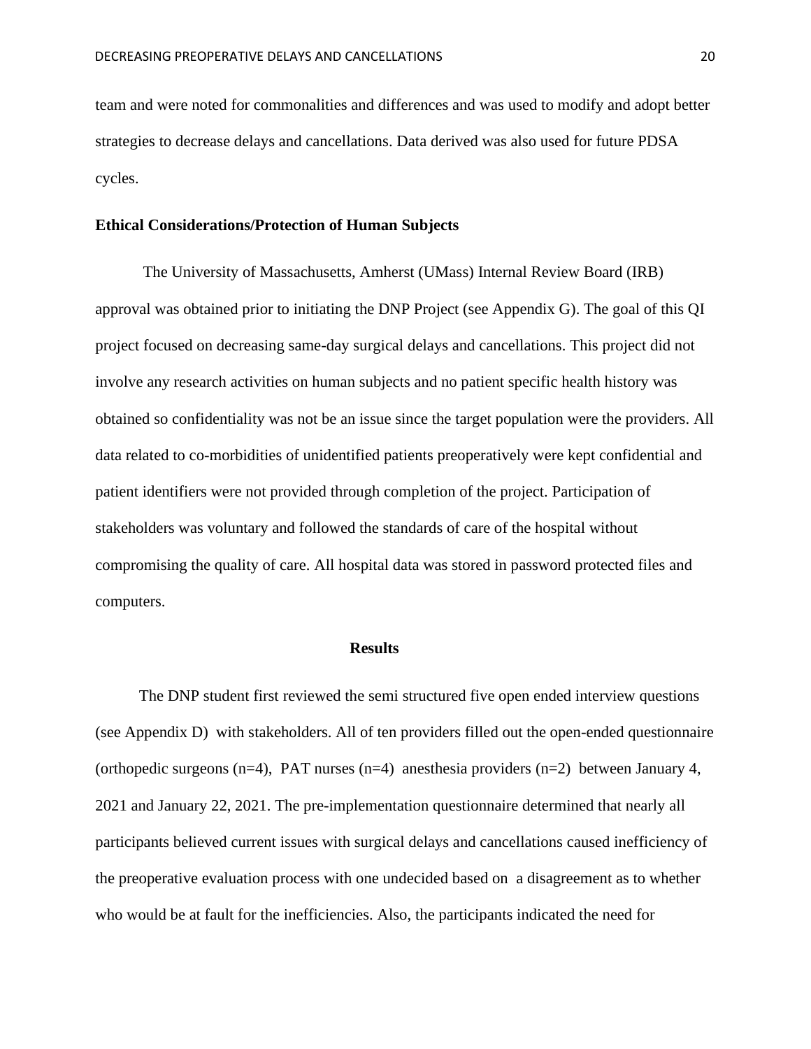team and were noted for commonalities and differences and was used to modify and adopt better strategies to decrease delays and cancellations. Data derived was also used for future PDSA cycles.

### Ethical Considerations/Protection of Human Subjects

The University of Massachusetts, Amherst (UMass) Internal Review Board (IRB) approval was obtained prior to initiating the DNP Project (see Appendix G). The goal of this QI project focused on decreasing same-day surgical delays and cancellations. This project did not involve any research activities on human subjects and no patient specific health history was obtained so confidentiality was not be an issue since the target population were the providers. All data related to co-morbidities of unidentified patients preoperatively were kept confidential and patient identifiers were not provided through completion of the project. Participation of stakeholders was voluntary and followed the standards of care of the hospital without compromising the quality of care. All hospital data was stored in password protected files and computers.

## Results

The DNP student first reviewed the semi structured five open ended interview questions (see Appendix D) with stakeholders. All of ten providers filled out the open-ended questionnaire (orthopedic surgeons (n=4), PAT nurses (n=4) anesthesia providers (n=2) between January 4, 2021 and January 22, 2021. The pre-implementation questionnaire determined that nearly all participants believed current issues with surgical delays and cancellations caused inefficiency of the preoperative evaluation process with one undecided based on a disagreement as to whether who would be at fault for the inefficiencies. Also, the participants indicated the need for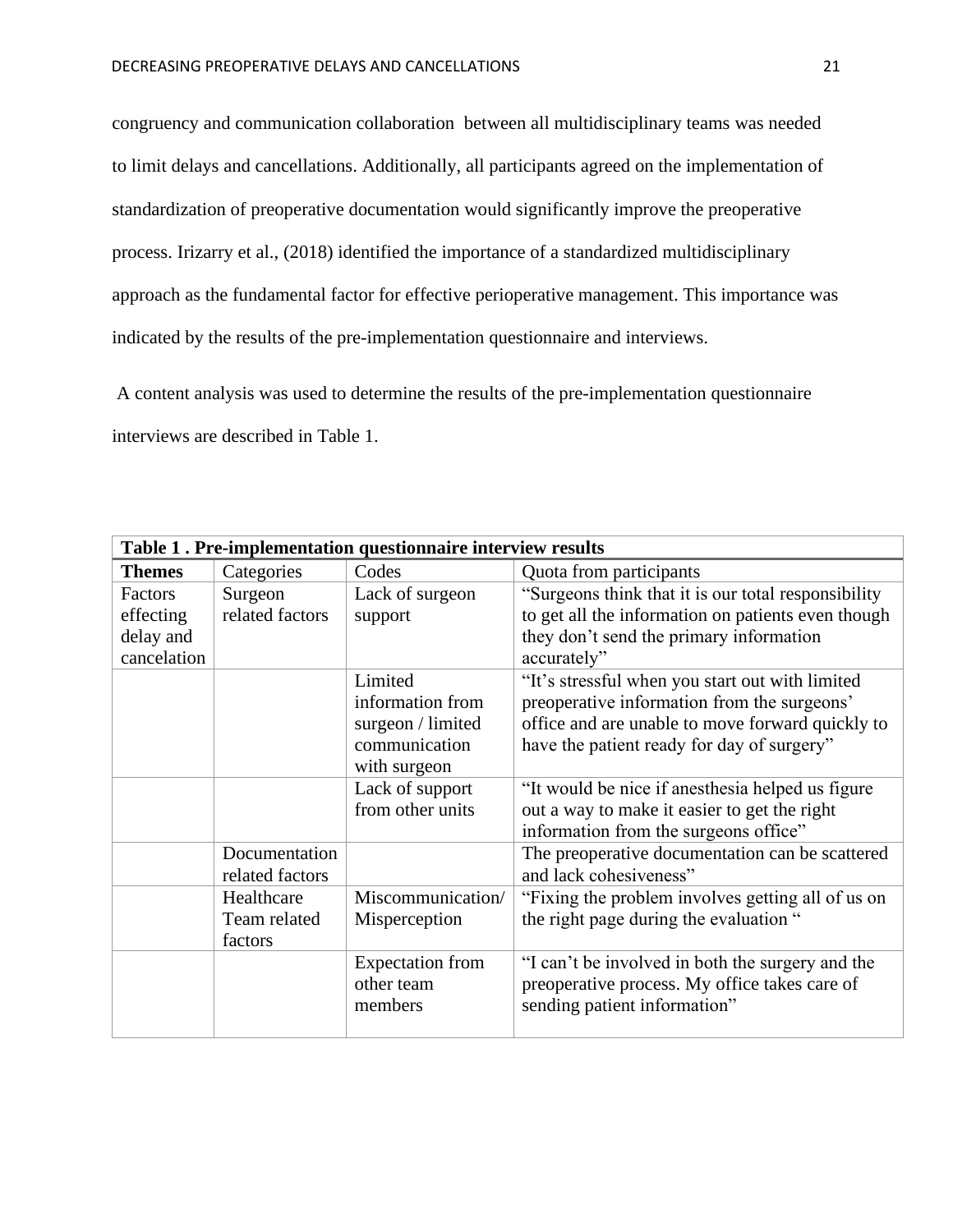congruency and communication collaboration between all multidisciplinary teams was needed to limit delays and cancellations. Additionally, all participants agreed on the implementation of standardization of preoperative documentation would significantly improve the preoperative process. Irizarry et al., (2018) identified the importance of a standardized multidisciplinary approach as the fundamental factor for effective perioperative management. This importance was indicated by the results of the pre-implementation questionnaire and interviews.

A content analysis was used to determine the results of the pre-implementation questionnaire interviews are described in Table 1.

**Table 1 . Pre-implementation questionnaire interview results**

| **Themes** | Categories | Codes | Quota from participants |
|---|---|---|---|
| Factors effecting delay and cancelation | Surgeon related factors | Lack of surgeon support | "Surgeons think that it is our total responsibility to get all the information on patients even though they don't send the primary information accurately" |
| | | Limited information from surgeon / limited communication with surgeon | "It's stressful when you start out with limited preoperative information from the surgeons' office and are unable to move forward quickly to have the patient ready for day of surgery" |
| | | Lack of support from other units | "It would be nice if anesthesia helped us figure out a way to make it easier to get the right information from the surgeons office" |
| | Documentation related factors | | The preoperative documentation can be scattered and lack cohesiveness" |
| | Healthcare Team related factors | Miscommunication/ Misperception | "Fixing the problem involves getting all of us on the right page during the evaluation " |
| | | Expectation from other team members | "I can't be involved in both the surgery and the preoperative process. My office takes care of sending patient information" |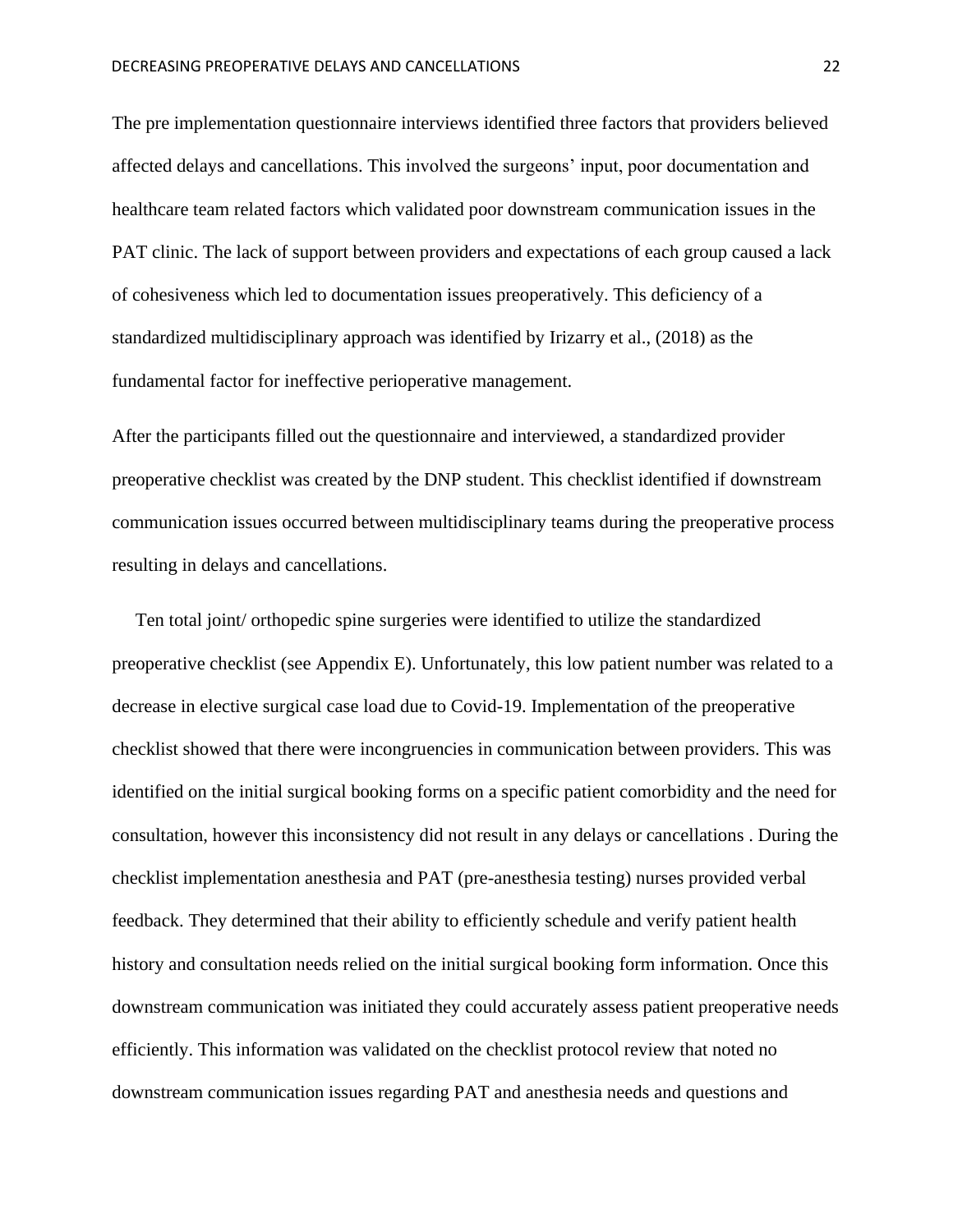The pre implementation questionnaire interviews identified three factors that providers believed affected delays and cancellations. This involved the surgeons' input, poor documentation and healthcare team related factors which validated poor downstream communication issues in the PAT clinic. The lack of support between providers and expectations of each group caused a lack of cohesiveness which led to documentation issues preoperatively. This deficiency of a standardized multidisciplinary approach was identified by Irizarry et al., (2018) as the fundamental factor for ineffective perioperative management.

After the participants filled out the questionnaire and interviewed, a standardized provider preoperative checklist was created by the DNP student. This checklist identified if downstream communication issues occurred between multidisciplinary teams during the preoperative process resulting in delays and cancellations.

Ten total joint/ orthopedic spine surgeries were identified to utilize the standardized preoperative checklist (see Appendix E). Unfortunately, this low patient number was related to a decrease in elective surgical case load due to Covid-19. Implementation of the preoperative checklist showed that there were incongruencies in communication between providers. This was identified on the initial surgical booking forms on a specific patient comorbidity and the need for consultation, however this inconsistency did not result in any delays or cancellations . During the checklist implementation anesthesia and PAT (pre-anesthesia testing) nurses provided verbal feedback. They determined that their ability to efficiently schedule and verify patient health history and consultation needs relied on the initial surgical booking form information. Once this downstream communication was initiated they could accurately assess patient preoperative needs efficiently. This information was validated on the checklist protocol review that noted no downstream communication issues regarding PAT and anesthesia needs and questions and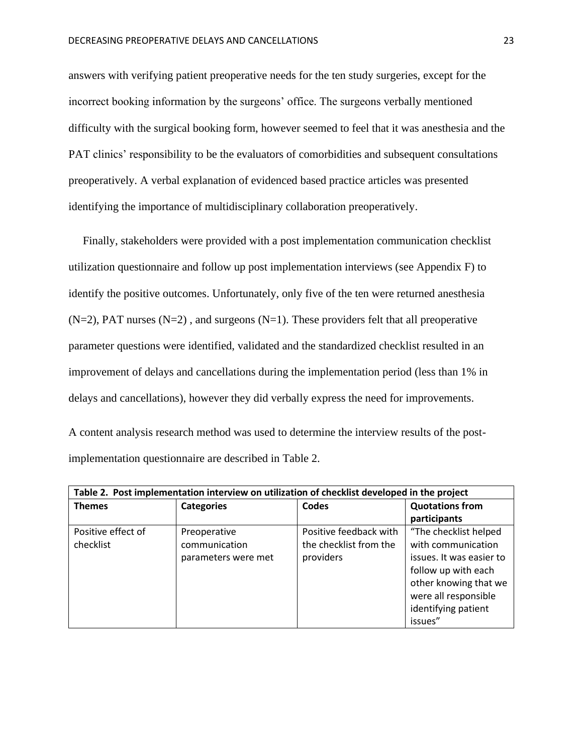answers with verifying patient preoperative needs for the ten study surgeries, except for the incorrect booking information by the surgeons' office. The surgeons verbally mentioned difficulty with the surgical booking form, however seemed to feel that it was anesthesia and the PAT clinics' responsibility to be the evaluators of comorbidities and subsequent consultations preoperatively. A verbal explanation of evidenced based practice articles was presented identifying the importance of multidisciplinary collaboration preoperatively.

Finally, stakeholders were provided with a post implementation communication checklist utilization questionnaire and follow up post implementation interviews (see Appendix F) to identify the positive outcomes. Unfortunately, only five of the ten were returned anesthesia (N=2), PAT nurses (N=2) , and surgeons (N=1). These providers felt that all preoperative parameter questions were identified, validated and the standardized checklist resulted in an improvement of delays and cancellations during the implementation period (less than 1% in delays and cancellations), however they did verbally express the need for improvements.

A content analysis research method was used to determine the interview results of the post-implementation questionnaire are described in Table 2.

**Table 2. Post implementation interview on utilization of checklist developed in the project**

| Themes | Categories | Codes | Quotations from participants |
|---|---|---|---|
| Positive effect of checklist | Preoperative communication parameters were met | Positive feedback with the checklist from the providers | "The checklist helped with communication issues. It was easier to follow up with each other knowing that we were all responsible identifying patient issues" |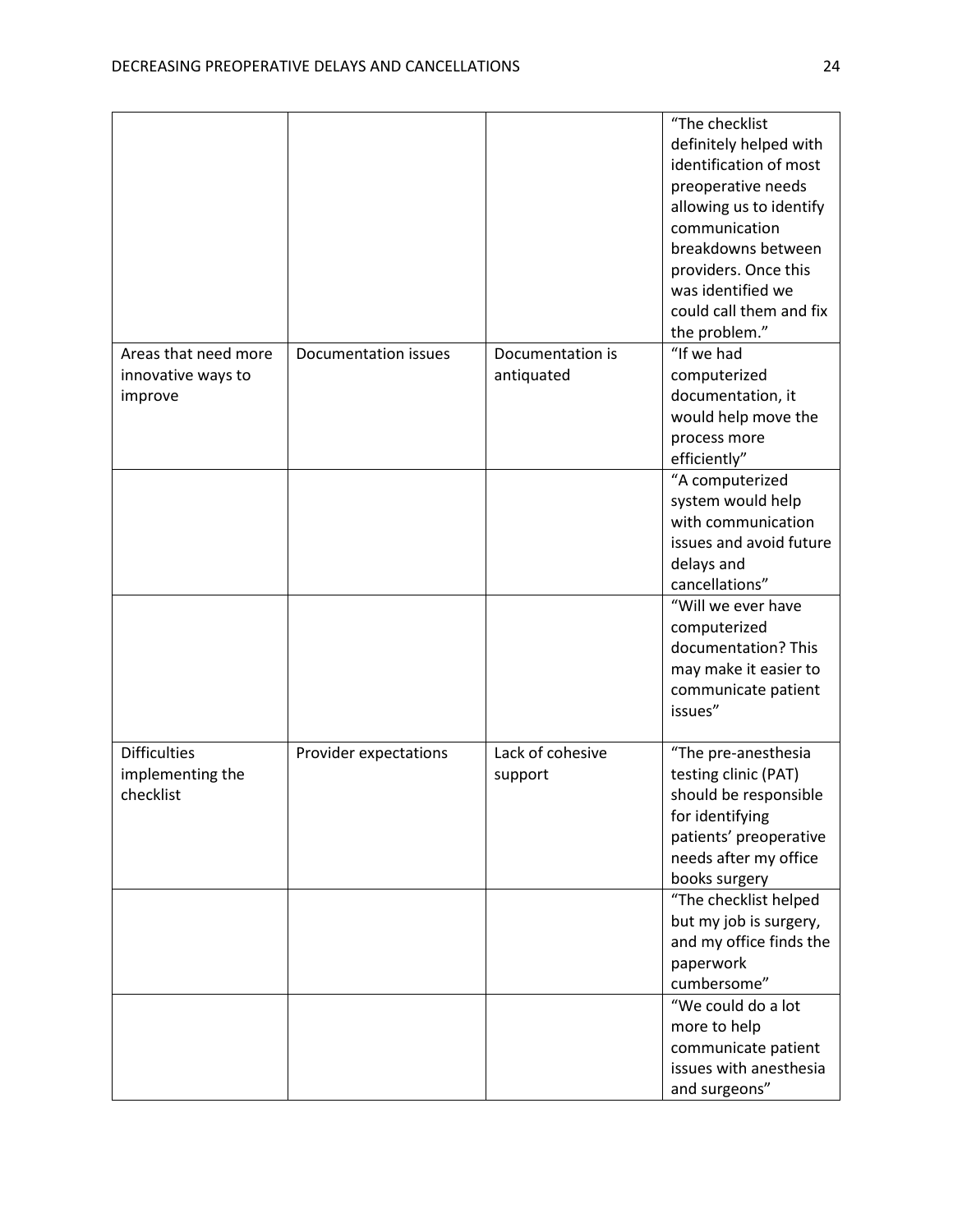| | | | |
|---|---|---|---|
| | | | "The checklist definitely helped with identification of most preoperative needs allowing us to identify communication breakdowns between providers. Once this was identified we could call them and fix the problem." |
| Areas that need more innovative ways to improve | Documentation issues | Documentation is antiquated | "If we had computerized documentation, it would help move the process more efficiently" |
| | | | "A computerized system would help with communication issues and avoid future delays and cancellations" |
| | | | "Will we ever have computerized documentation? This may make it easier to communicate patient issues" |
| Difficulties implementing the checklist | Provider expectations | Lack of cohesive support | "The pre-anesthesia testing clinic (PAT) should be responsible for identifying patients' preoperative needs after my office books surgery |
| | | | "The checklist helped but my job is surgery, and my office finds the paperwork cumbersome" |
| | | | "We could do a lot more to help communicate patient issues with anesthesia and surgeons" |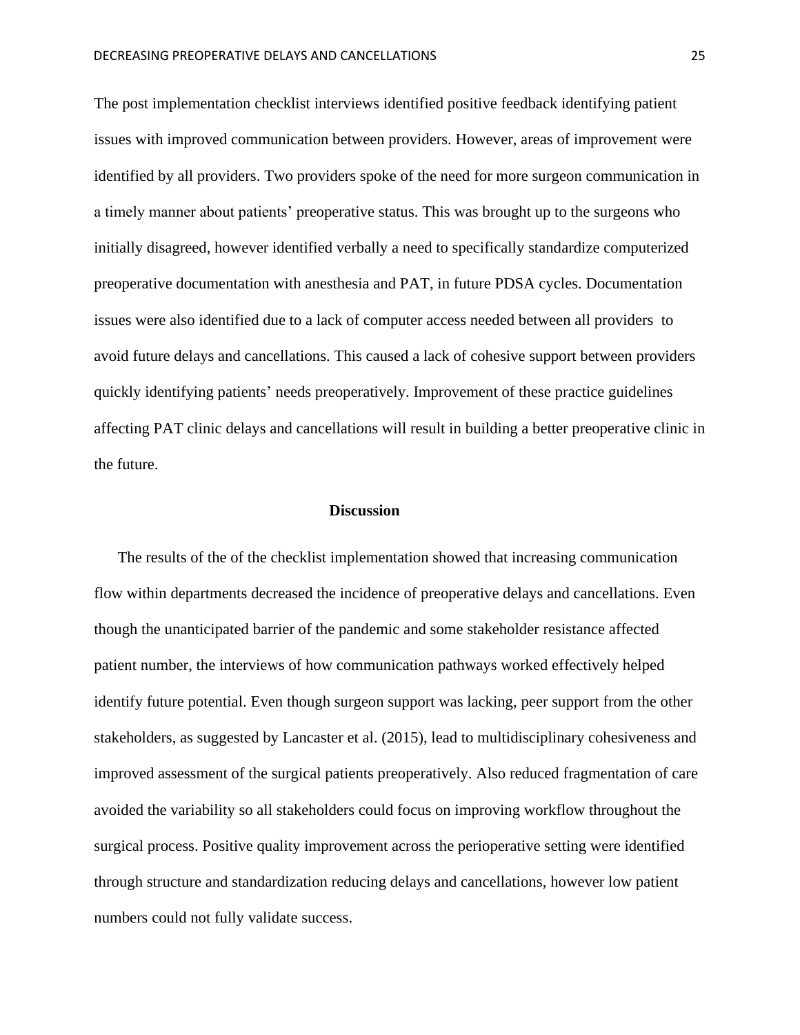The post implementation checklist interviews identified positive feedback identifying patient issues with improved communication between providers. However, areas of improvement were identified by all providers. Two providers spoke of the need for more surgeon communication in a timely manner about patients' preoperative status. This was brought up to the surgeons who initially disagreed, however identified verbally a need to specifically standardize computerized preoperative documentation with anesthesia and PAT, in future PDSA cycles. Documentation issues were also identified due to a lack of computer access needed between all providers to avoid future delays and cancellations. This caused a lack of cohesive support between providers quickly identifying patients' needs preoperatively. Improvement of these practice guidelines affecting PAT clinic delays and cancellations will result in building a better preoperative clinic in the future.

## Discussion

The results of the of the checklist implementation showed that increasing communication flow within departments decreased the incidence of preoperative delays and cancellations. Even though the unanticipated barrier of the pandemic and some stakeholder resistance affected patient number, the interviews of how communication pathways worked effectively helped identify future potential. Even though surgeon support was lacking, peer support from the other stakeholders, as suggested by Lancaster et al. (2015), lead to multidisciplinary cohesiveness and improved assessment of the surgical patients preoperatively. Also reduced fragmentation of care avoided the variability so all stakeholders could focus on improving workflow throughout the surgical process. Positive quality improvement across the perioperative setting were identified through structure and standardization reducing delays and cancellations, however low patient numbers could not fully validate success.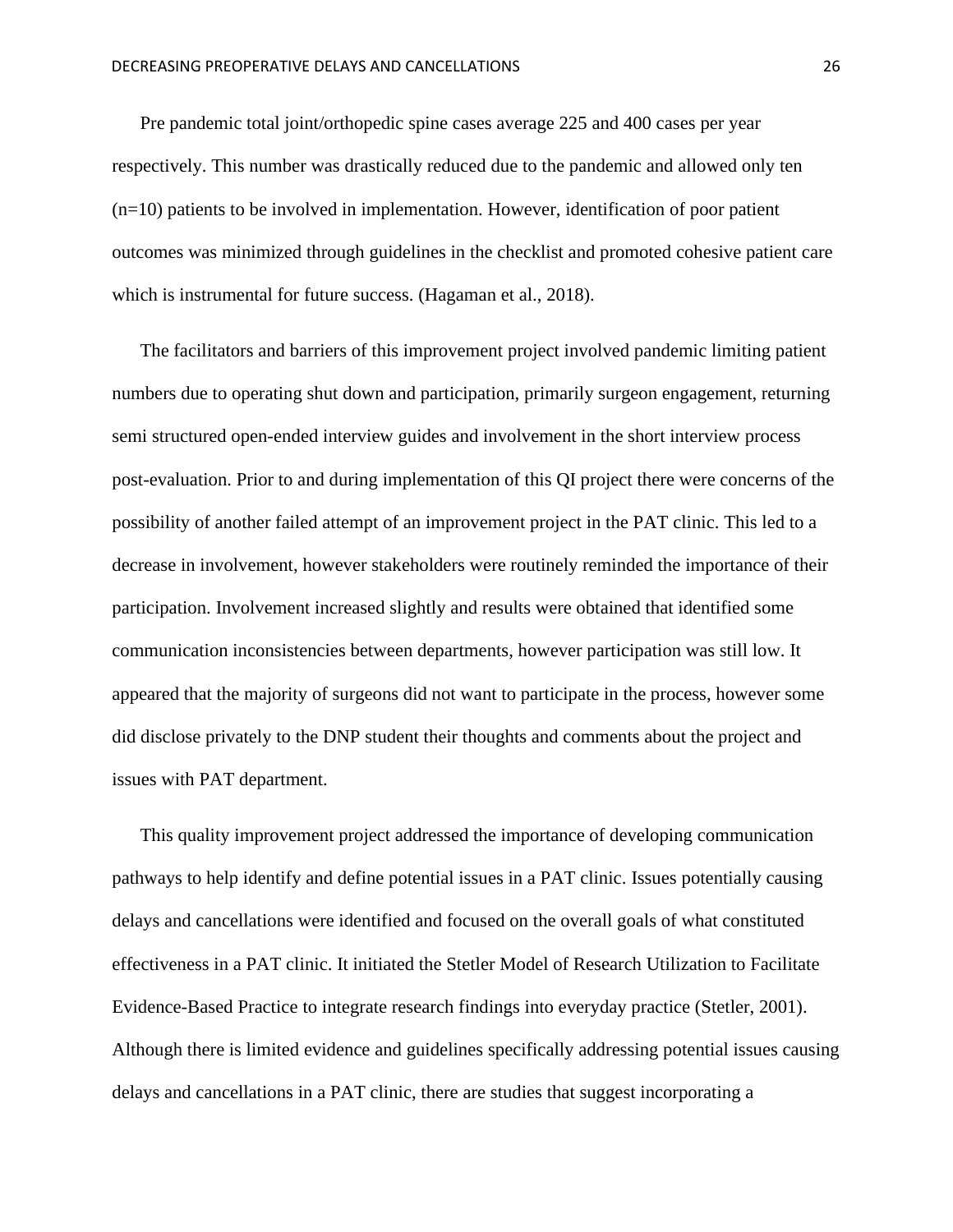Pre pandemic total joint/orthopedic spine cases average 225 and 400 cases per year respectively. This number was drastically reduced due to the pandemic and allowed only ten (n=10) patients to be involved in implementation. However, identification of poor patient outcomes was minimized through guidelines in the checklist and promoted cohesive patient care which is instrumental for future success. (Hagaman et al., 2018).

The facilitators and barriers of this improvement project involved pandemic limiting patient numbers due to operating shut down and participation, primarily surgeon engagement, returning semi structured open-ended interview guides and involvement in the short interview process post-evaluation. Prior to and during implementation of this QI project there were concerns of the possibility of another failed attempt of an improvement project in the PAT clinic. This led to a decrease in involvement, however stakeholders were routinely reminded the importance of their participation. Involvement increased slightly and results were obtained that identified some communication inconsistencies between departments, however participation was still low. It appeared that the majority of surgeons did not want to participate in the process, however some did disclose privately to the DNP student their thoughts and comments about the project and issues with PAT department.

This quality improvement project addressed the importance of developing communication pathways to help identify and define potential issues in a PAT clinic. Issues potentially causing delays and cancellations were identified and focused on the overall goals of what constituted effectiveness in a PAT clinic. It initiated the Stetler Model of Research Utilization to Facilitate Evidence-Based Practice to integrate research findings into everyday practice (Stetler, 2001). Although there is limited evidence and guidelines specifically addressing potential issues causing delays and cancellations in a PAT clinic, there are studies that suggest incorporating a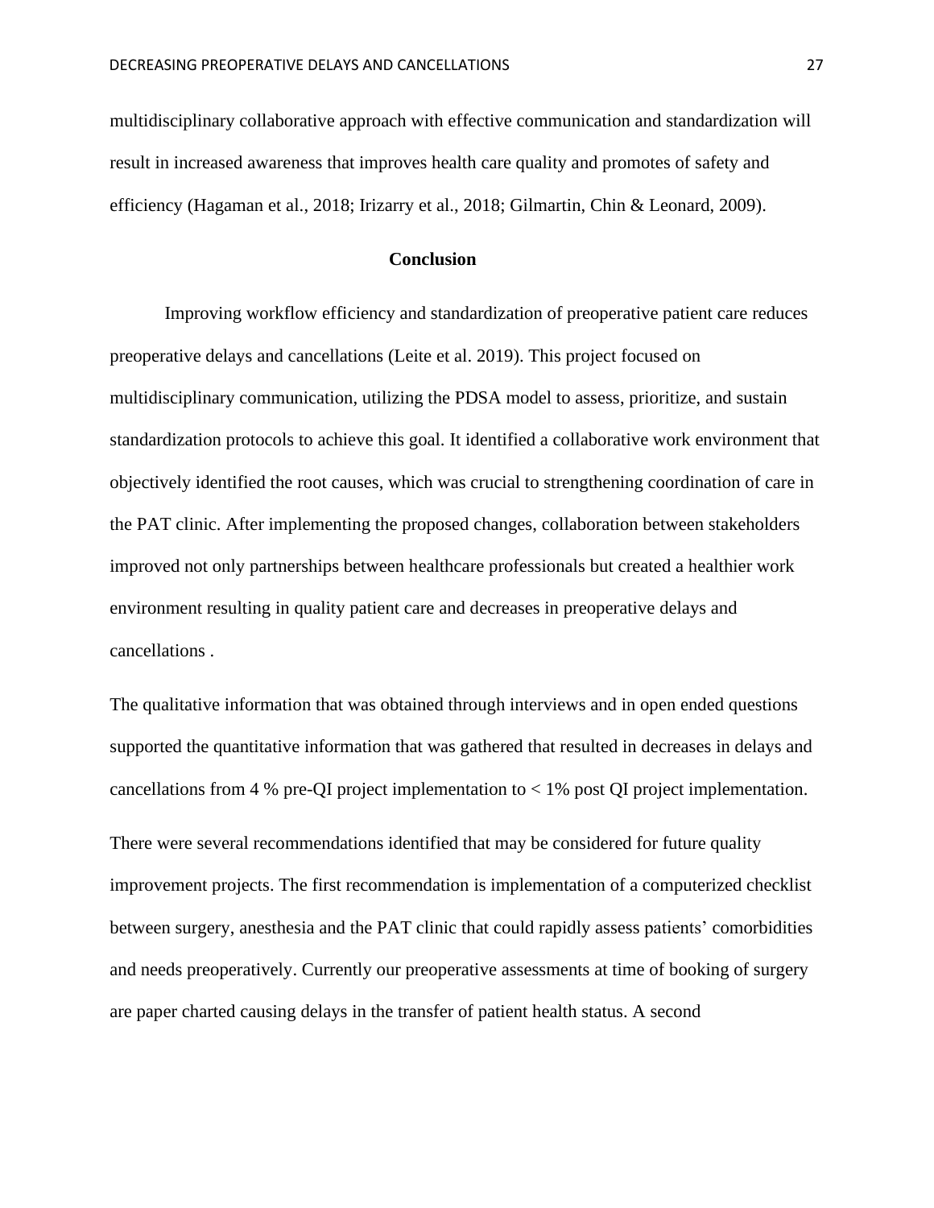multidisciplinary collaborative approach with effective communication and standardization will result in increased awareness that improves health care quality and promotes of safety and efficiency (Hagaman et al., 2018; Irizarry et al., 2018; Gilmartin, Chin & Leonard, 2009).

## Conclusion

Improving workflow efficiency and standardization of preoperative patient care reduces preoperative delays and cancellations (Leite et al. 2019). This project focused on multidisciplinary communication, utilizing the PDSA model to assess, prioritize, and sustain standardization protocols to achieve this goal. It identified a collaborative work environment that objectively identified the root causes, which was crucial to strengthening coordination of care in the PAT clinic. After implementing the proposed changes, collaboration between stakeholders improved not only partnerships between healthcare professionals but created a healthier work environment resulting in quality patient care and decreases in preoperative delays and cancellations .

The qualitative information that was obtained through interviews and in open ended questions supported the quantitative information that was gathered that resulted in decreases in delays and cancellations from 4 % pre-QI project implementation to < 1% post QI project implementation.

There were several recommendations identified that may be considered for future quality improvement projects. The first recommendation is implementation of a computerized checklist between surgery, anesthesia and the PAT clinic that could rapidly assess patients' comorbidities and needs preoperatively. Currently our preoperative assessments at time of booking of surgery are paper charted causing delays in the transfer of patient health status. A second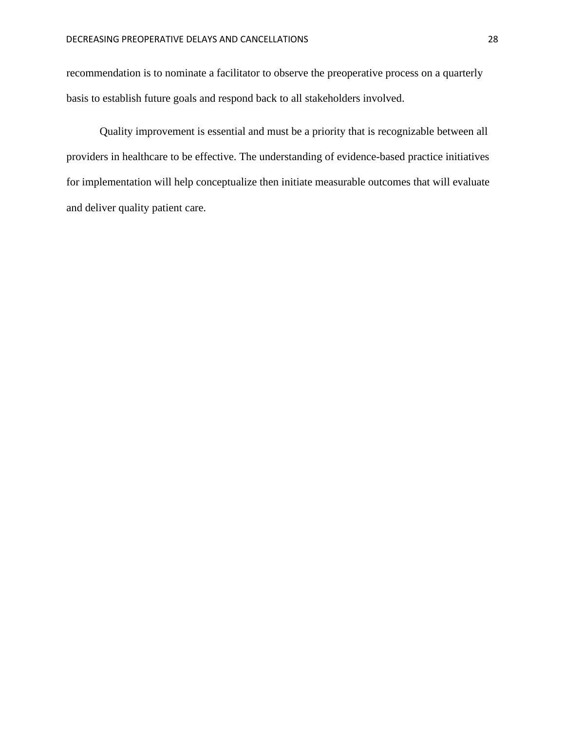recommendation is to nominate a facilitator to observe the preoperative process on a quarterly basis to establish future goals and respond back to all stakeholders involved.

Quality improvement is essential and must be a priority that is recognizable between all providers in healthcare to be effective. The understanding of evidence-based practice initiatives for implementation will help conceptualize then initiate measurable outcomes that will evaluate and deliver quality patient care.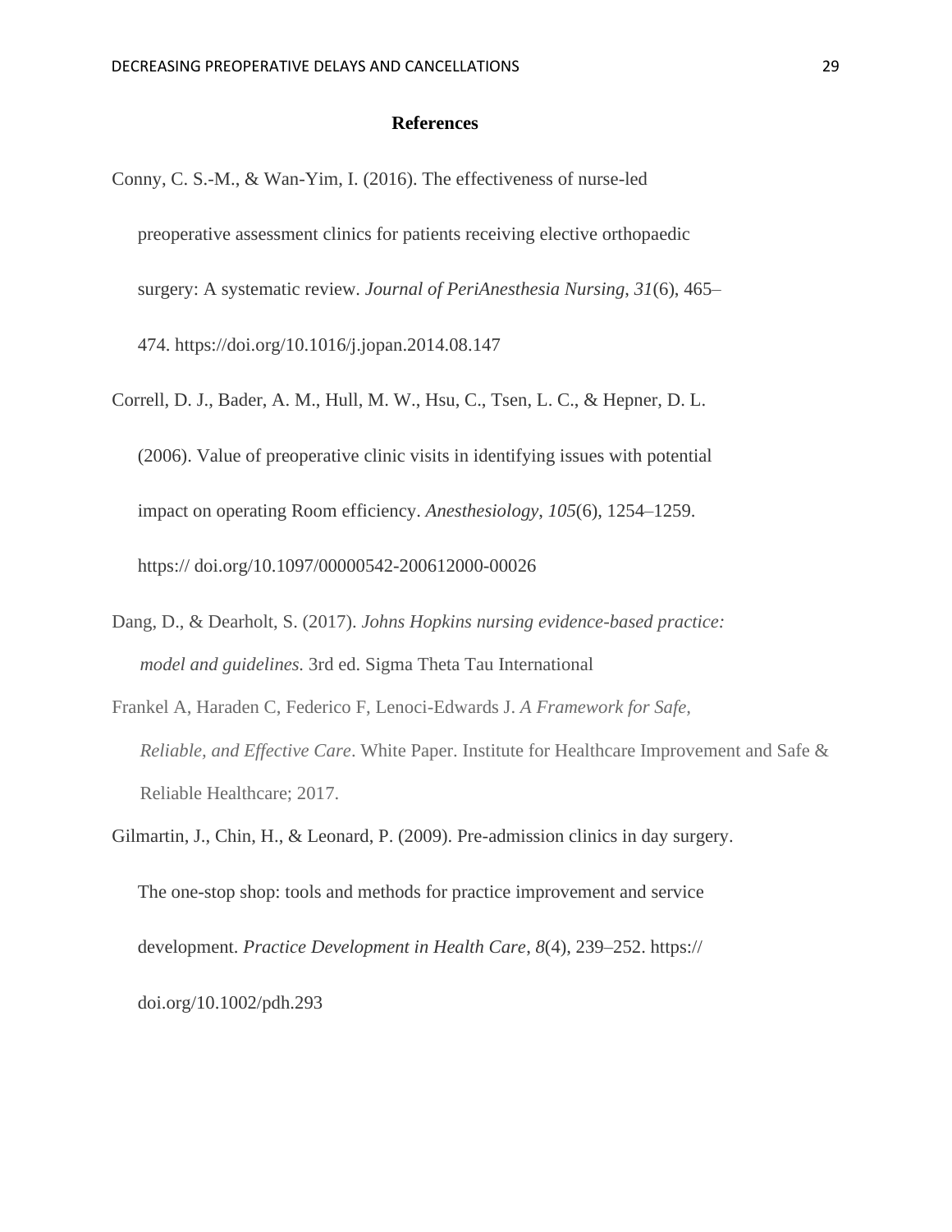**References**

Conny, C. S.-M., & Wan-Yim, I. (2016). The effectiveness of nurse-led preoperative assessment clinics for patients receiving elective orthopaedic surgery: A systematic review. *Journal of PeriAnesthesia Nursing*, *31*(6), 465–474. https://doi.org/10.1016/j.jopan.2014.08.147

Correll, D. J., Bader, A. M., Hull, M. W., Hsu, C., Tsen, L. C., & Hepner, D. L. (2006). Value of preoperative clinic visits in identifying issues with potential impact on operating Room efficiency. *Anesthesiology*, *105*(6), 1254–1259. https:// doi.org/10.1097/00000542-200612000-00026

Dang, D., & Dearholt, S. (2017). *Johns Hopkins nursing evidence-based practice: model and guidelines.* 3rd ed. Sigma Theta Tau International

Frankel A, Haraden C, Federico F, Lenoci-Edwards J. *A Framework for Safe, Reliable, and Effective Care*. White Paper. Institute for Healthcare Improvement and Safe & Reliable Healthcare; 2017.

Gilmartin, J., Chin, H., & Leonard, P. (2009). Pre-admission clinics in day surgery. The one-stop shop: tools and methods for practice improvement and service development. *Practice Development in Health Care*, *8*(4), 239–252. https:// doi.org/10.1002/pdh.293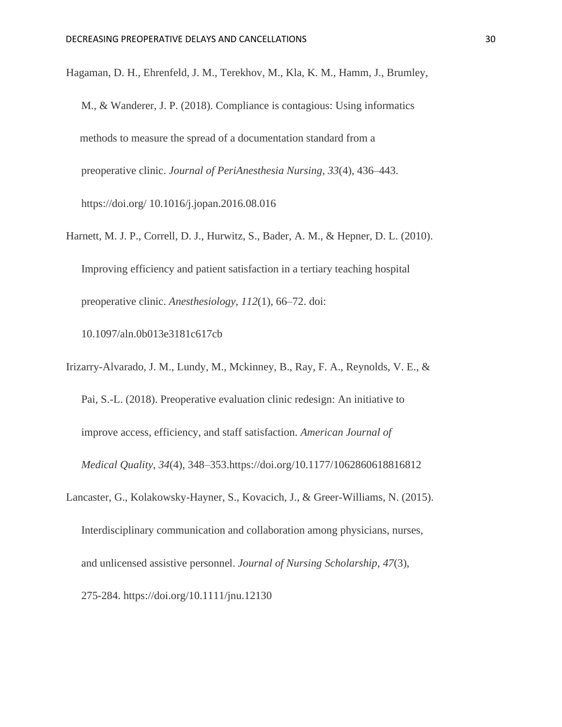Hagaman, D. H., Ehrenfeld, J. M., Terekhov, M., Kla, K. M., Hamm, J., Brumley, M., & Wanderer, J. P. (2018). Compliance is contagious: Using informatics methods to measure the spread of a documentation standard from a preoperative clinic. *Journal of PeriAnesthesia Nursing*, *33*(4), 436–443. https://doi.org/ 10.1016/j.jopan.2016.08.016

Harnett, M. J. P., Correll, D. J., Hurwitz, S., Bader, A. M., & Hepner, D. L. (2010). Improving efficiency and patient satisfaction in a tertiary teaching hospital preoperative clinic. *Anesthesiology*, *112*(1), 66–72. doi: 10.1097/aln.0b013e3181c617cb

Irizarry-Alvarado, J. M., Lundy, M., Mckinney, B., Ray, F. A., Reynolds, V. E., & Pai, S.-L. (2018). Preoperative evaluation clinic redesign: An initiative to improve access, efficiency, and staff satisfaction. *American Journal of Medical Quality*, *34*(4), 348–353.https://doi.org/10.1177/1062860618816812

Lancaster, G., Kolakowsky-Hayner, S., Kovacich, J., & Greer-Williams, N. (2015). Interdisciplinary communication and collaboration among physicians, nurses, and unlicensed assistive personnel. *Journal of Nursing Scholarship*, *47*(3), 275-284. https://doi.org/10.1111/jnu.12130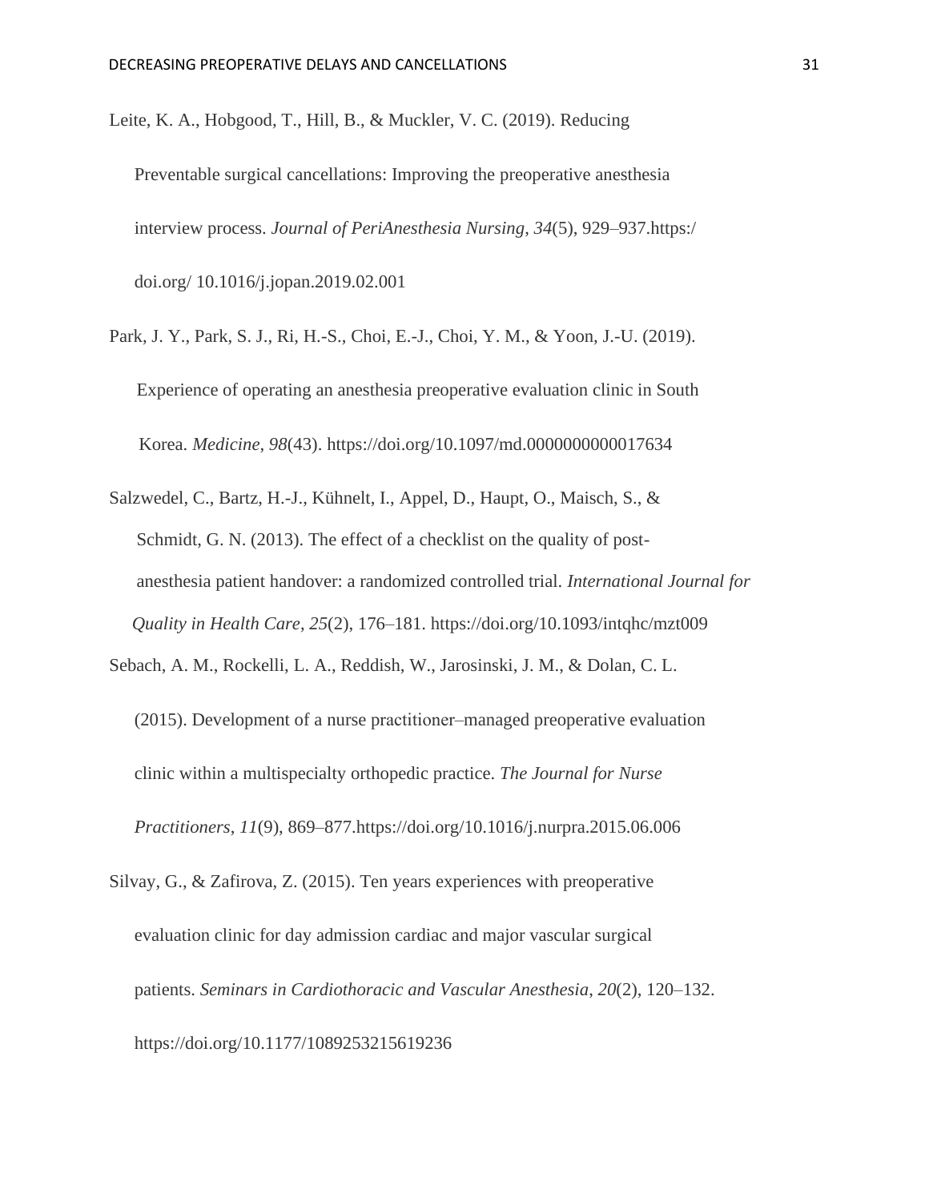Leite, K. A., Hobgood, T., Hill, B., & Muckler, V. C. (2019). Reducing Preventable surgical cancellations: Improving the preoperative anesthesia interview process. *Journal of PeriAnesthesia Nursing*, *34*(5), 929–937.https:/ doi.org/ 10.1016/j.jopan.2019.02.001

Park, J. Y., Park, S. J., Ri, H.-S., Choi, E.-J., Choi, Y. M., & Yoon, J.-U. (2019). Experience of operating an anesthesia preoperative evaluation clinic in South Korea. *Medicine*, *98*(43). https://doi.org/10.1097/md.0000000000017634

Salzwedel, C., Bartz, H.-J., Kühnelt, I., Appel, D., Haupt, O., Maisch, S., & Schmidt, G. N. (2013). The effect of a checklist on the quality of post-anesthesia patient handover: a randomized controlled trial. *International Journal for Quality in Health Care*, *25*(2), 176–181. https://doi.org/10.1093/intqhc/mzt009

Sebach, A. M., Rockelli, L. A., Reddish, W., Jarosinski, J. M., & Dolan, C. L. (2015). Development of a nurse practitioner–managed preoperative evaluation clinic within a multispecialty orthopedic practice. *The Journal for Nurse Practitioners*, *11*(9), 869–877.https://doi.org/10.1016/j.nurpra.2015.06.006

Silvay, G., & Zafirova, Z. (2015). Ten years experiences with preoperative evaluation clinic for day admission cardiac and major vascular surgical patients. *Seminars in Cardiothoracic and Vascular Anesthesia*, *20*(2), 120–132. https://doi.org/10.1177/1089253215619236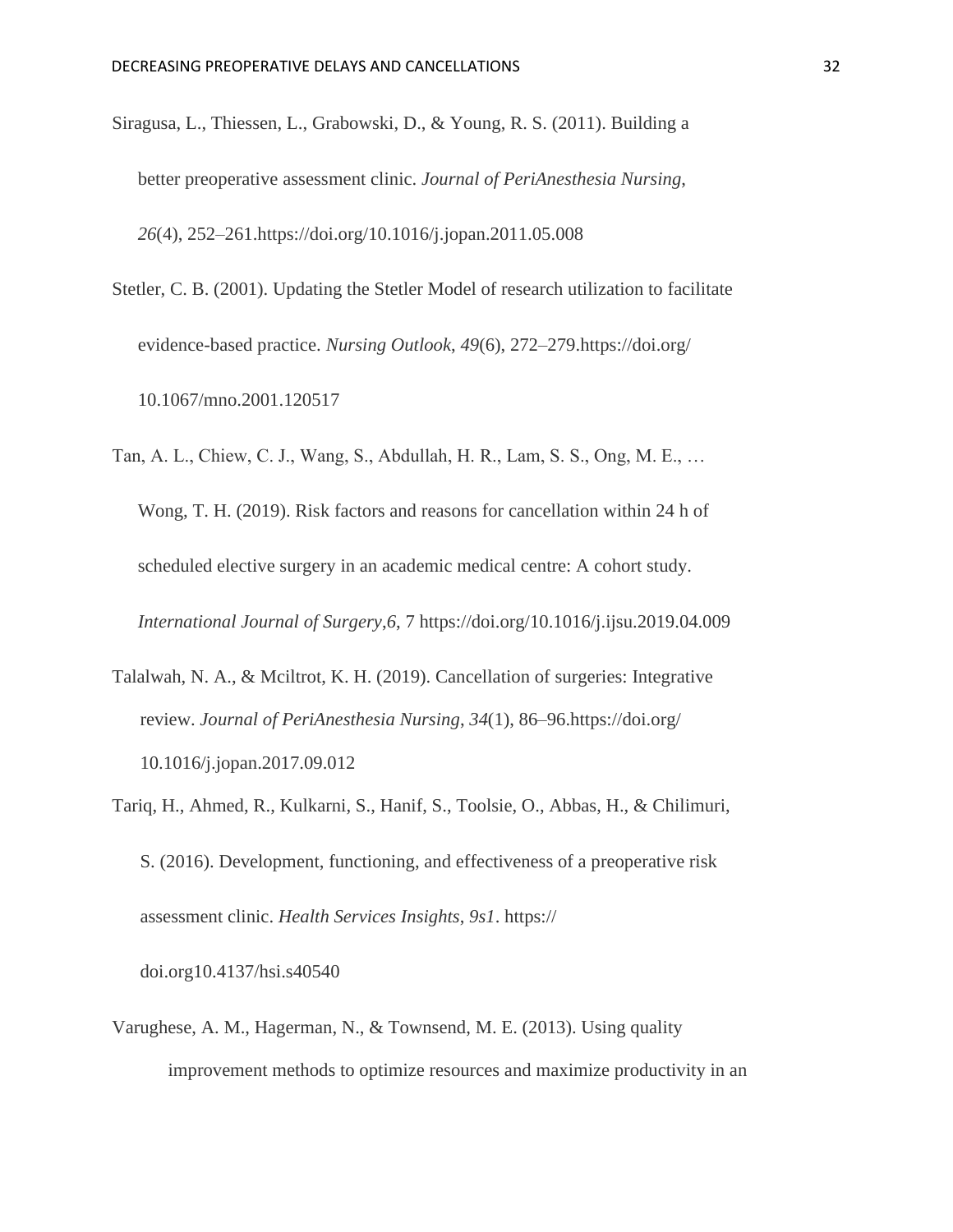Siragusa, L., Thiessen, L., Grabowski, D., & Young, R. S. (2011). Building a better preoperative assessment clinic. *Journal of PeriAnesthesia Nursing*, *26*(4), 252–261.https://doi.org/10.1016/j.jopan.2011.05.008

Stetler, C. B. (2001). Updating the Stetler Model of research utilization to facilitate evidence-based practice. *Nursing Outlook*, *49*(6), 272–279.https://doi.org/ 10.1067/mno.2001.120517

Tan, A. L., Chiew, C. J., Wang, S., Abdullah, H. R., Lam, S. S., Ong, M. E., … Wong, T. H. (2019). Risk factors and reasons for cancellation within 24 h of scheduled elective surgery in an academic medical centre: A cohort study. *International Journal of Surgery*,*6*, 7 https://doi.org/10.1016/j.ijsu.2019.04.009

Talalwah, N. A., & Mciltrot, K. H. (2019). Cancellation of surgeries: Integrative review. *Journal of PeriAnesthesia Nursing*, *34*(1), 86–96.https://doi.org/ 10.1016/j.jopan.2017.09.012

Tariq, H., Ahmed, R., Kulkarni, S., Hanif, S., Toolsie, O., Abbas, H., & Chilimuri, S. (2016). Development, functioning, and effectiveness of a preoperative risk assessment clinic. *Health Services Insights*, *9s1*. https:// doi.org10.4137/hsi.s40540

Varughese, A. M., Hagerman, N., & Townsend, M. E. (2013). Using quality improvement methods to optimize resources and maximize productivity in an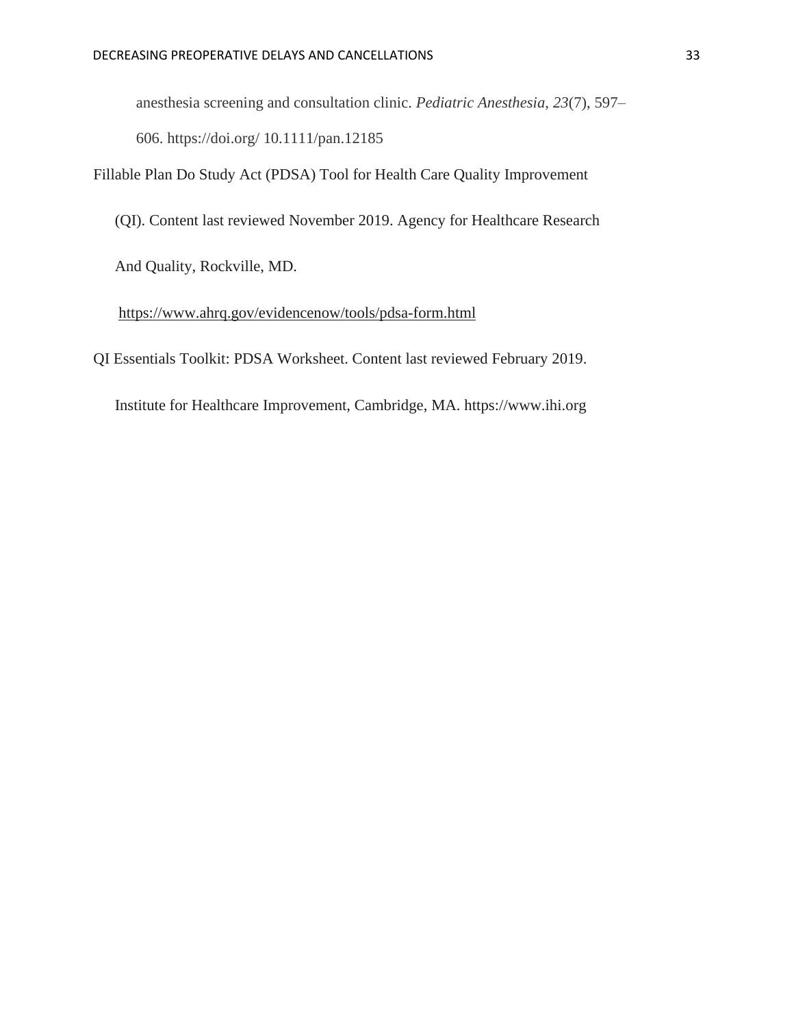anesthesia screening and consultation clinic. *Pediatric Anesthesia*, *23*(7), 597–606. https://doi.org/ 10.1111/pan.12185

Fillable Plan Do Study Act (PDSA) Tool for Health Care Quality Improvement (QI). Content last reviewed November 2019. Agency for Healthcare Research And Quality, Rockville, MD. https://www.ahrq.gov/evidencenow/tools/pdsa-form.html

QI Essentials Toolkit: PDSA Worksheet. Content last reviewed February 2019. Institute for Healthcare Improvement, Cambridge, MA. https://www.ihi.org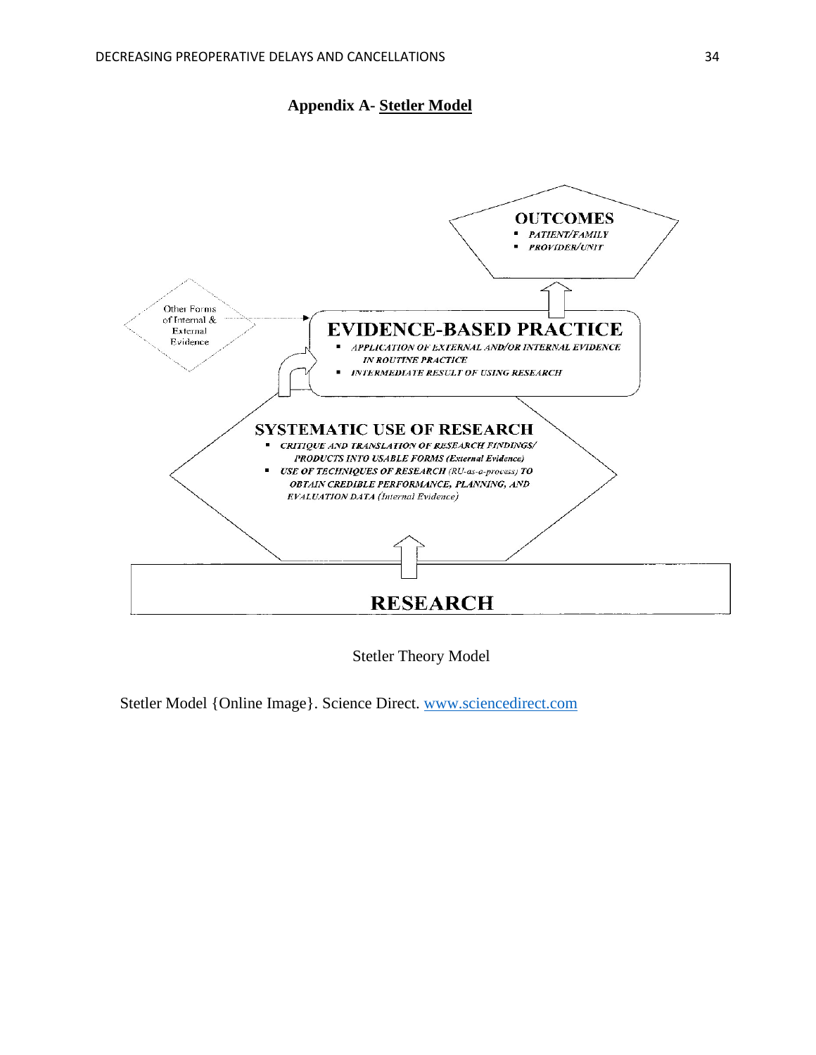## Appendix A- Stetler Model

OUTCOMES

- PATIENT/FAMILY
- PROVIDER/UNIT

Other Forms of Internal & External Evidence

EVIDENCE-BASED PRACTICE

- APPLICATION OF EXTERNAL AND/OR INTERNAL EVIDENCE IN ROUTINE PRACTICE
- INTERMEDIATE RESULT OF USING RESEARCH

SYSTEMATIC USE OF RESEARCH

- CRITIQUE AND TRANSLATION OF RESEARCH FINDINGS/ PRODUCTS INTO USABLE FORMS (External Evidence)
- USE OF TECHNIQUES OF RESEARCH (RU-as-a-process) TO OBTAIN CREDIBLE PERFORMANCE, PLANNING, AND EVALUATION DATA (Internal Evidence)

RESEARCH

Stetler Theory Model

Stetler Model {Online Image}. Science Direct. www.sciencedirect.com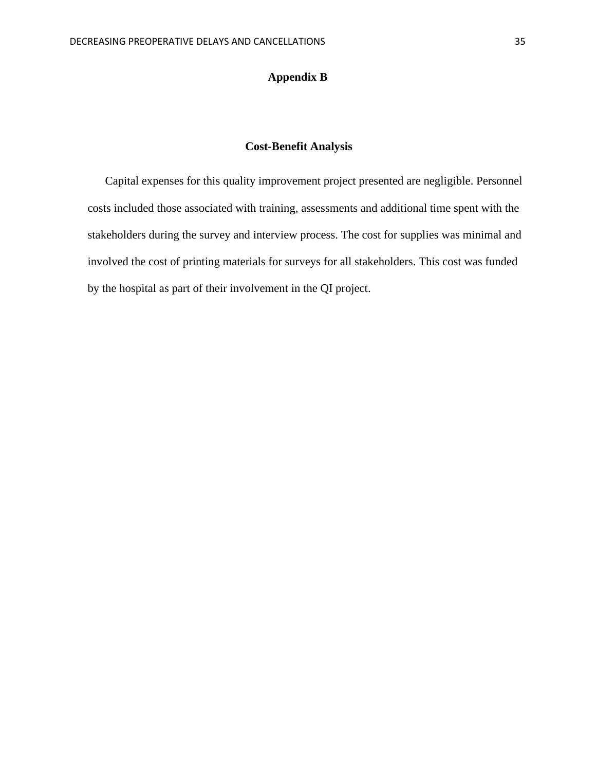# Appendix B

## Cost-Benefit Analysis

Capital expenses for this quality improvement project presented are negligible. Personnel costs included those associated with training, assessments and additional time spent with the stakeholders during the survey and interview process. The cost for supplies was minimal and involved the cost of printing materials for surveys for all stakeholders. This cost was funded by the hospital as part of their involvement in the QI project.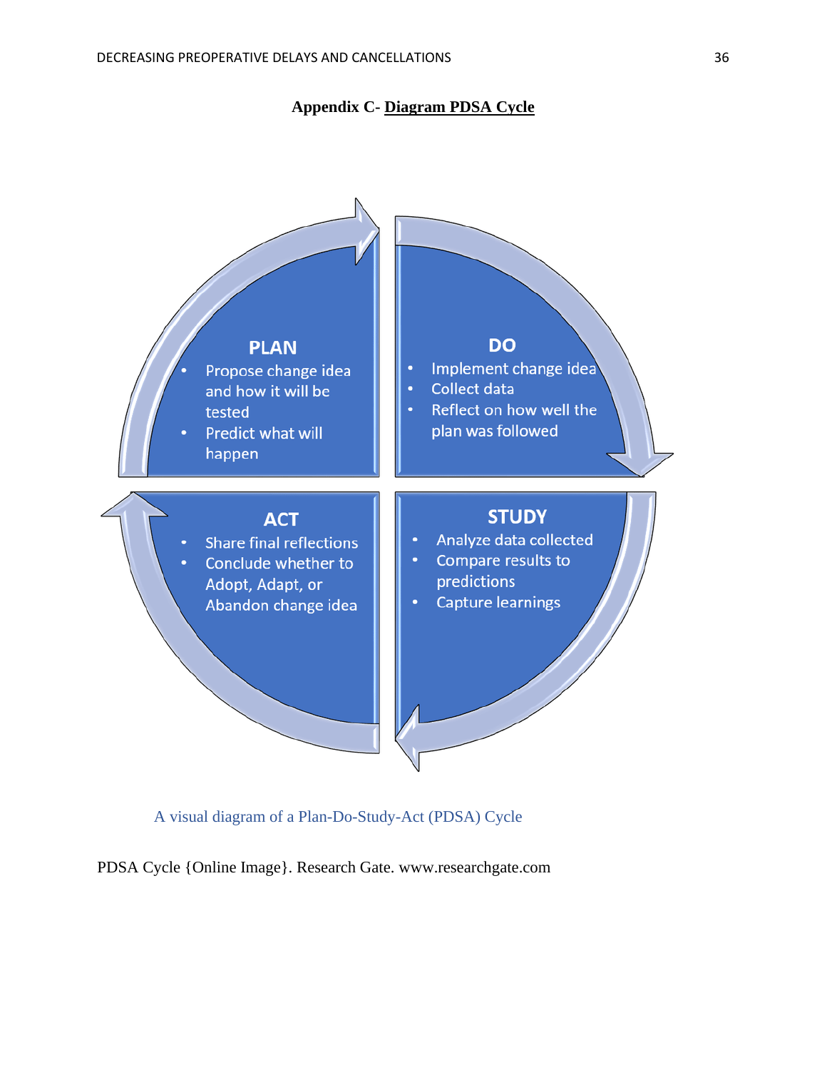**Appendix C- Diagram PDSA Cycle**

**PLAN**

- Propose change idea and how it will be tested
- Predict what will happen

**DO**

- Implement change idea
- Collect data
- Reflect on how well the plan was followed

**STUDY**

- Analyze data collected
- Compare results to predictions
- Capture learnings

**ACT**

- Share final reflections
- Conclude whether to Adopt, Adapt, or Abandon change idea

A visual diagram of a Plan-Do-Study-Act (PDSA) Cycle

PDSA Cycle {Online Image}. Research Gate. www.researchgate.com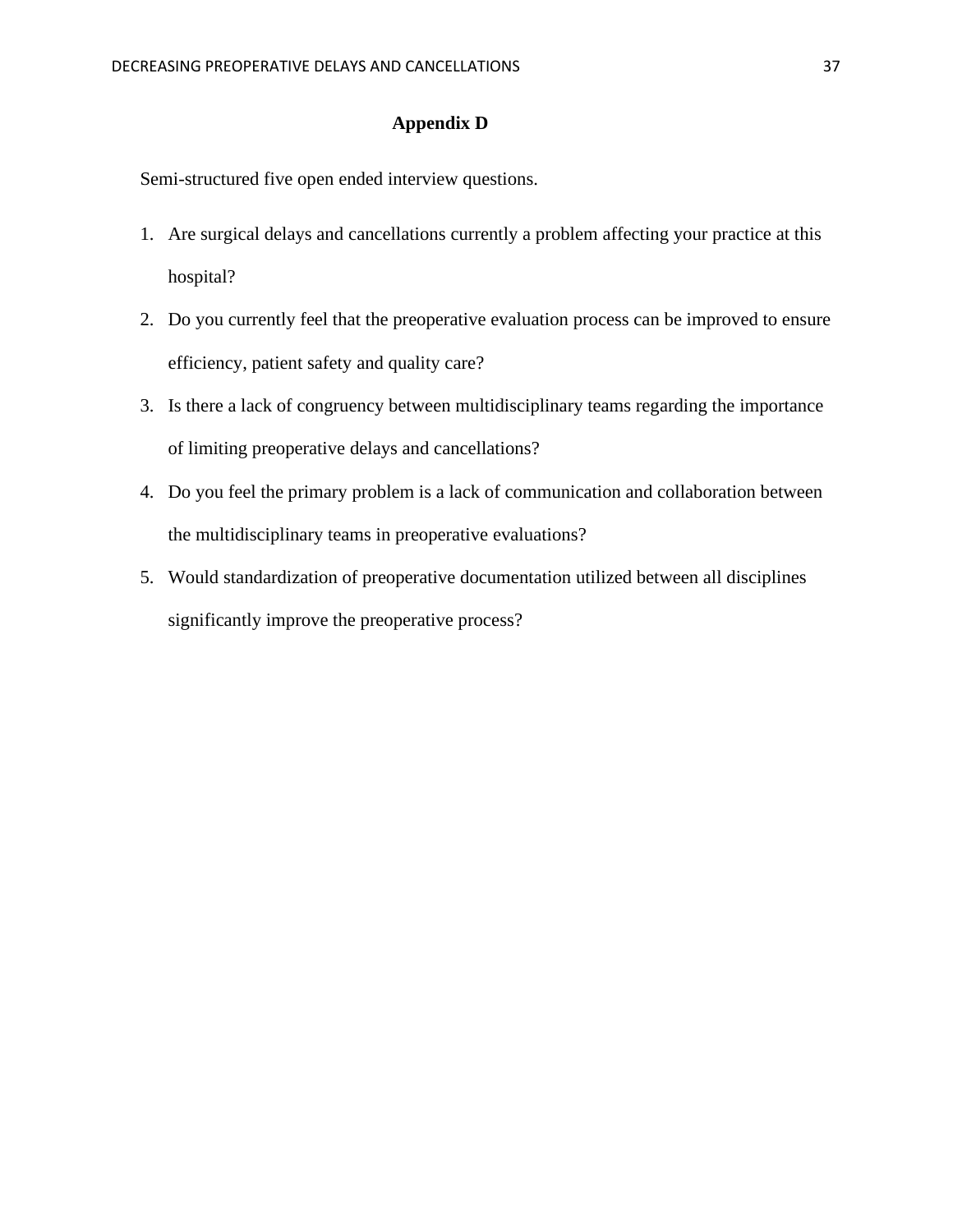## Appendix D

Semi-structured five open ended interview questions.

1. Are surgical delays and cancellations currently a problem affecting your practice at this hospital?
2. Do you currently feel that the preoperative evaluation process can be improved to ensure efficiency, patient safety and quality care?
3. Is there a lack of congruency between multidisciplinary teams regarding the importance of limiting preoperative delays and cancellations?
4. Do you feel the primary problem is a lack of communication and collaboration between the multidisciplinary teams in preoperative evaluations?
5. Would standardization of preoperative documentation utilized between all disciplines significantly improve the preoperative process?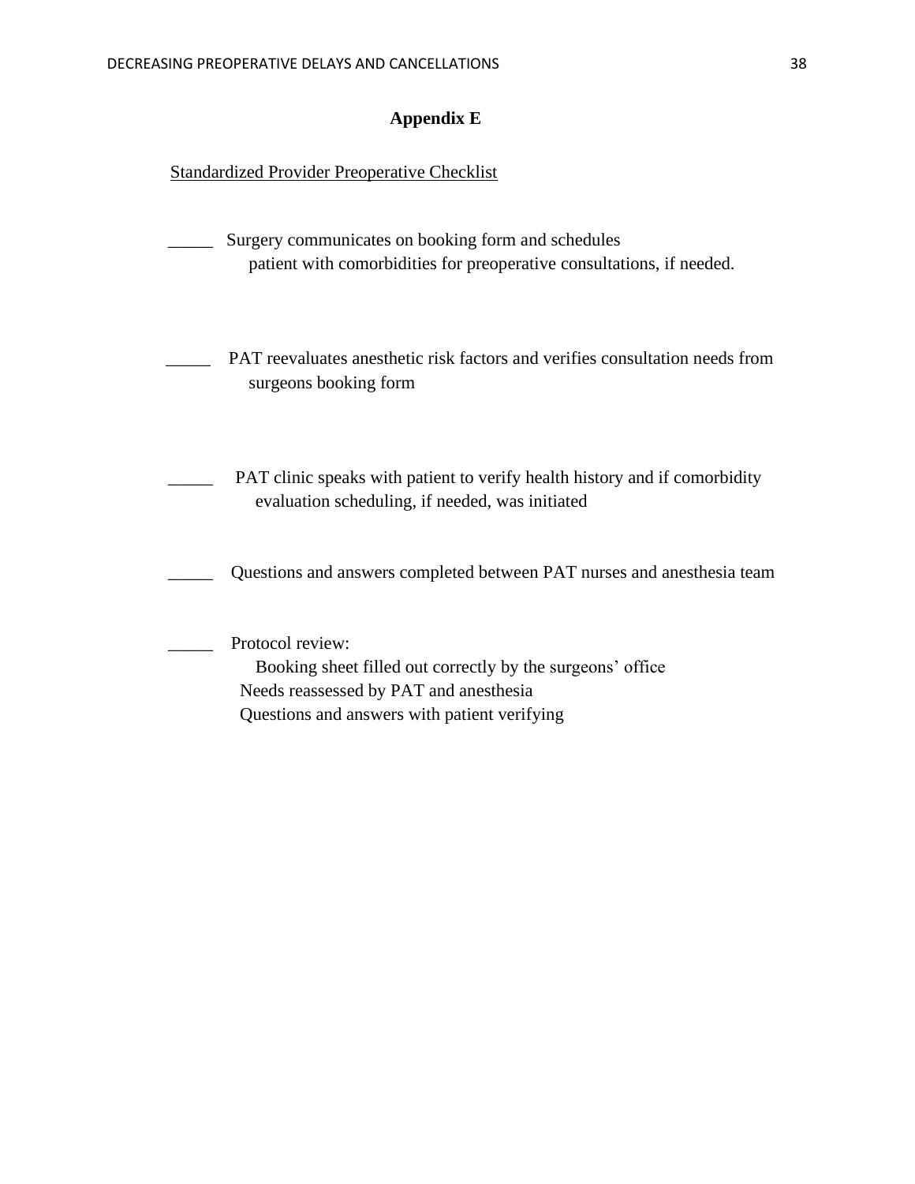# Appendix E

Standardized Provider Preoperative Checklist

_____ Surgery communicates on booking form and schedules patient with comorbidities for preoperative consultations, if needed.

_____ PAT reevaluates anesthetic risk factors and verifies consultation needs from surgeons booking form

_____ PAT clinic speaks with patient to verify health history and if comorbidity evaluation scheduling, if needed, was initiated

_____ Questions and answers completed between PAT nurses and anesthesia team

_____ Protocol review:

Booking sheet filled out correctly by the surgeons' office

Needs reassessed by PAT and anesthesia

Questions and answers with patient verifying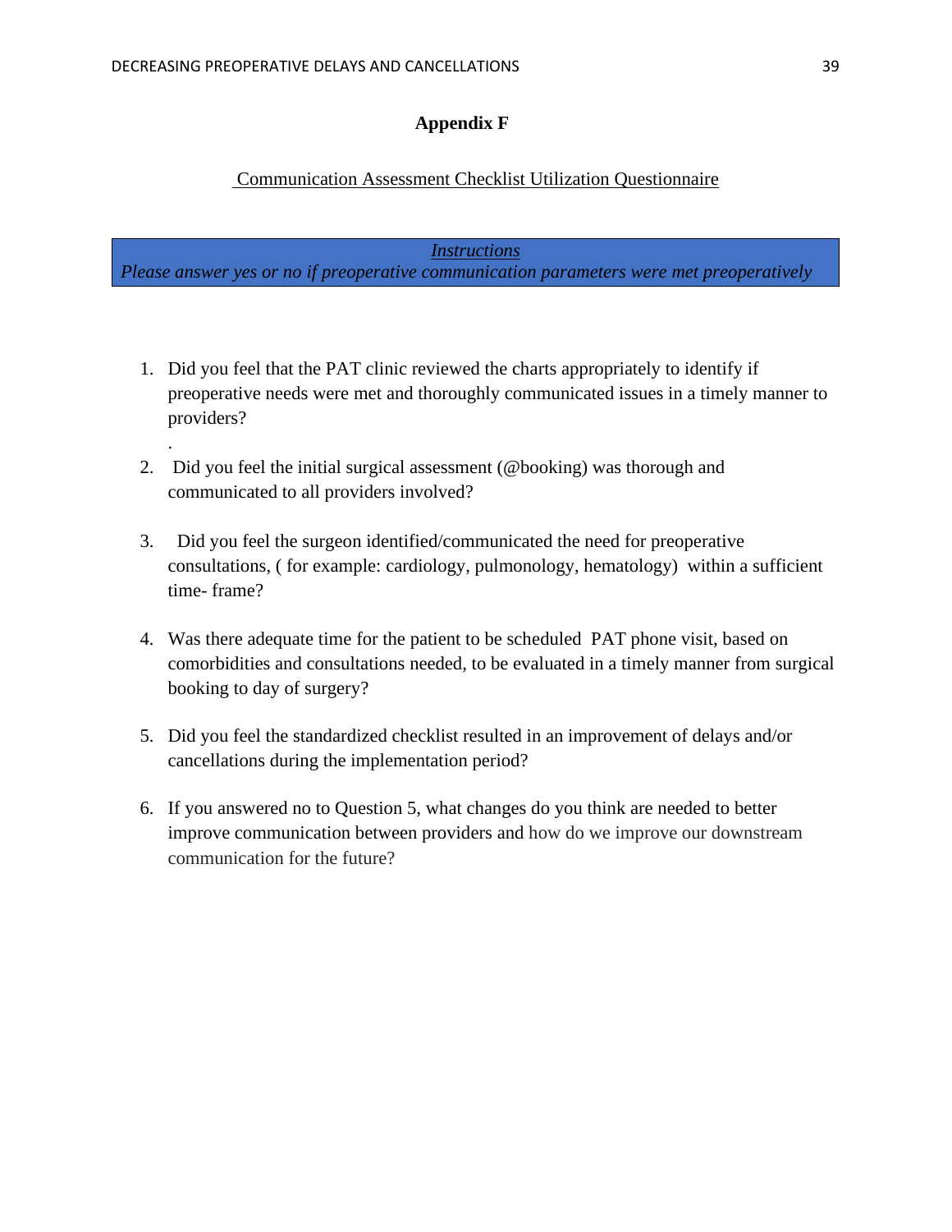# Appendix F

Communication Assessment Checklist Utilization Questionnaire

| *Instructions* |
|---|
| *Please answer yes or no if preoperative communication parameters were met preoperatively* |

1. Did you feel that the PAT clinic reviewed the charts appropriately to identify if preoperative needs were met and thoroughly communicated issues in a timely manner to providers?

   .

2. Did you feel the initial surgical assessment (@booking) was thorough and communicated to all providers involved?

3. Did you feel the surgeon identified/communicated the need for preoperative consultations, ( for example: cardiology, pulmonology, hematology) within a sufficient time- frame?

4. Was there adequate time for the patient to be scheduled PAT phone visit, based on comorbidities and consultations needed, to be evaluated in a timely manner from surgical booking to day of surgery?

5. Did you feel the standardized checklist resulted in an improvement of delays and/or cancellations during the implementation period?

6. If you answered no to Question 5, what changes do you think are needed to better improve communication between providers and how do we improve our downstream communication for the future?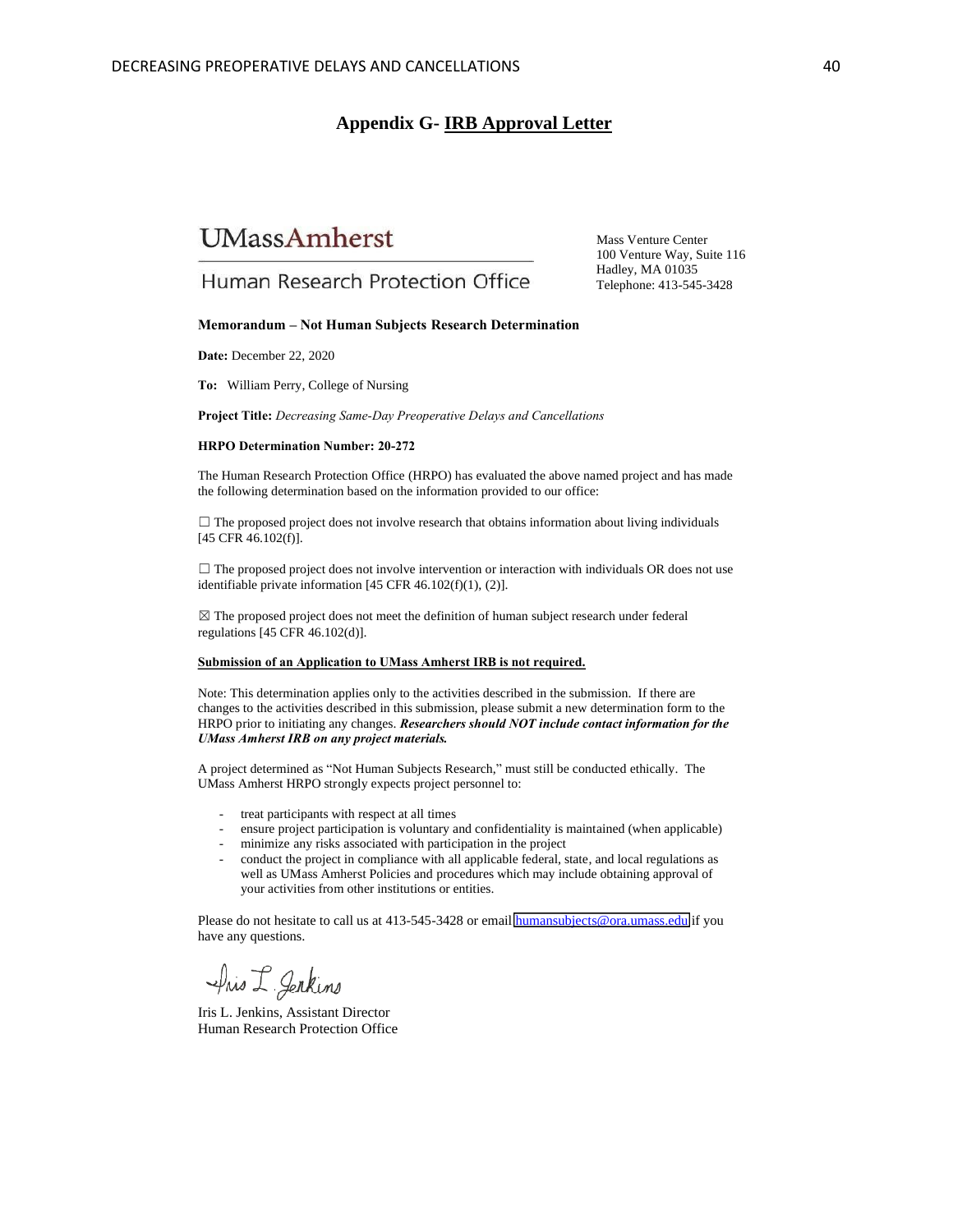## Appendix G- IRB Approval Letter

UMassAmherst

Human Research Protection Office

Mass Venture Center
100 Venture Way, Suite 116
Hadley, MA 01035
Telephone: 413-545-3428

**Memorandum – Not Human Subjects Research Determination**

**Date:** December 22, 2020

**To:** William Perry, College of Nursing

**Project Title:** *Decreasing Same-Day Preoperative Delays and Cancellations*

**HRPO Determination Number: 20-272**

The Human Research Protection Office (HRPO) has evaluated the above named project and has made the following determination based on the information provided to our office:

☐ The proposed project does not involve research that obtains information about living individuals [45 CFR 46.102(f)].

☐ The proposed project does not involve intervention or interaction with individuals OR does not use identifiable private information [45 CFR 46.102(f)(1), (2)].

☒ The proposed project does not meet the definition of human subject research under federal regulations [45 CFR 46.102(d)].

**Submission of an Application to UMass Amherst IRB is not required.**

Note: This determination applies only to the activities described in the submission. If there are changes to the activities described in this submission, please submit a new determination form to the HRPO prior to initiating any changes. ***Researchers should NOT include contact information for the UMass Amherst IRB on any project materials.***

A project determined as "Not Human Subjects Research," must still be conducted ethically. The UMass Amherst HRPO strongly expects project personnel to:

- treat participants with respect at all times
- ensure project participation is voluntary and confidentiality is maintained (when applicable)
- minimize any risks associated with participation in the project
- conduct the project in compliance with all applicable federal, state, and local regulations as well as UMass Amherst Policies and procedures which may include obtaining approval of your activities from other institutions or entities.

Please do not hesitate to call us at 413-545-3428 or email humansubjects@ora.umass.edu if you have any questions.

Iris L. Jenkins

Iris L. Jenkins, Assistant Director
Human Research Protection Office